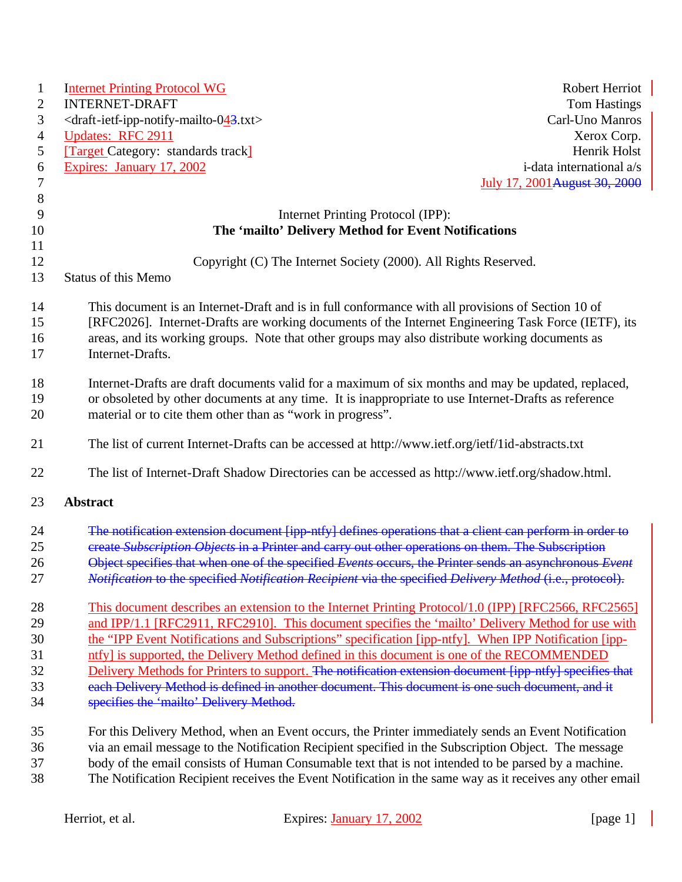Internet Printing Protocol WG
INTERNET-DRAFT
<draft-ietf-ipp-notify-mailto-04~~3~~.txt>
Updates: RFC 2911
[Target Category: standards track]
Expires: January 17, 2002

Robert Herriot
Tom Hastings
Carl-Uno Manros
Xerox Corp.
Henrik Holst
i-data international a/s
July 17, 2001~~August 30, 2000~~

Internet Printing Protocol (IPP):
**The 'mailto' Delivery Method for Event Notifications**

Copyright (C) The Internet Society (2000). All Rights Reserved.

Status of this Memo

This document is an Internet-Draft and is in full conformance with all provisions of Section 10 of [RFC2026]. Internet-Drafts are working documents of the Internet Engineering Task Force (IETF), its areas, and its working groups. Note that other groups may also distribute working documents as Internet-Drafts.

Internet-Drafts are draft documents valid for a maximum of six months and may be updated, replaced, or obsoleted by other documents at any time. It is inappropriate to use Internet-Drafts as reference material or to cite them other than as "work in progress".

The list of current Internet-Drafts can be accessed at http://www.ietf.org/ietf/1id-abstracts.txt

The list of Internet-Draft Shadow Directories can be accessed as http://www.ietf.org/shadow.html.

## Abstract

~~The notification extension document [ipp-ntfy] defines operations that a client can perform in order to create *Subscription Objects* in a Printer and carry out other operations on them. The Subscription Object specifies that when one of the specified *Events* occurs, the Printer sends an asynchronous *Event Notification* to the specified *Notification Recipient* via the specified *Delivery Method* (i.e., protocol).~~

This document describes an extension to the Internet Printing Protocol/1.0 (IPP) [RFC2566, RFC2565] and IPP/1.1 [RFC2911, RFC2910]. This document specifies the 'mailto' Delivery Method for use with the "IPP Event Notifications and Subscriptions" specification [ipp-ntfy]. When IPP Notification [ipp-ntfy] is supported, the Delivery Method defined in this document is one of the RECOMMENDED Delivery Methods for Printers to support. ~~The notification extension document [ipp-ntfy] specifies that each Delivery Method is defined in another document. This document is one such document, and it specifies the 'mailto' Delivery Method.~~

For this Delivery Method, when an Event occurs, the Printer immediately sends an Event Notification via an email message to the Notification Recipient specified in the Subscription Object. The message body of the email consists of Human Consumable text that is not intended to be parsed by a machine. The Notification Recipient receives the Event Notification in the same way as it receives any other email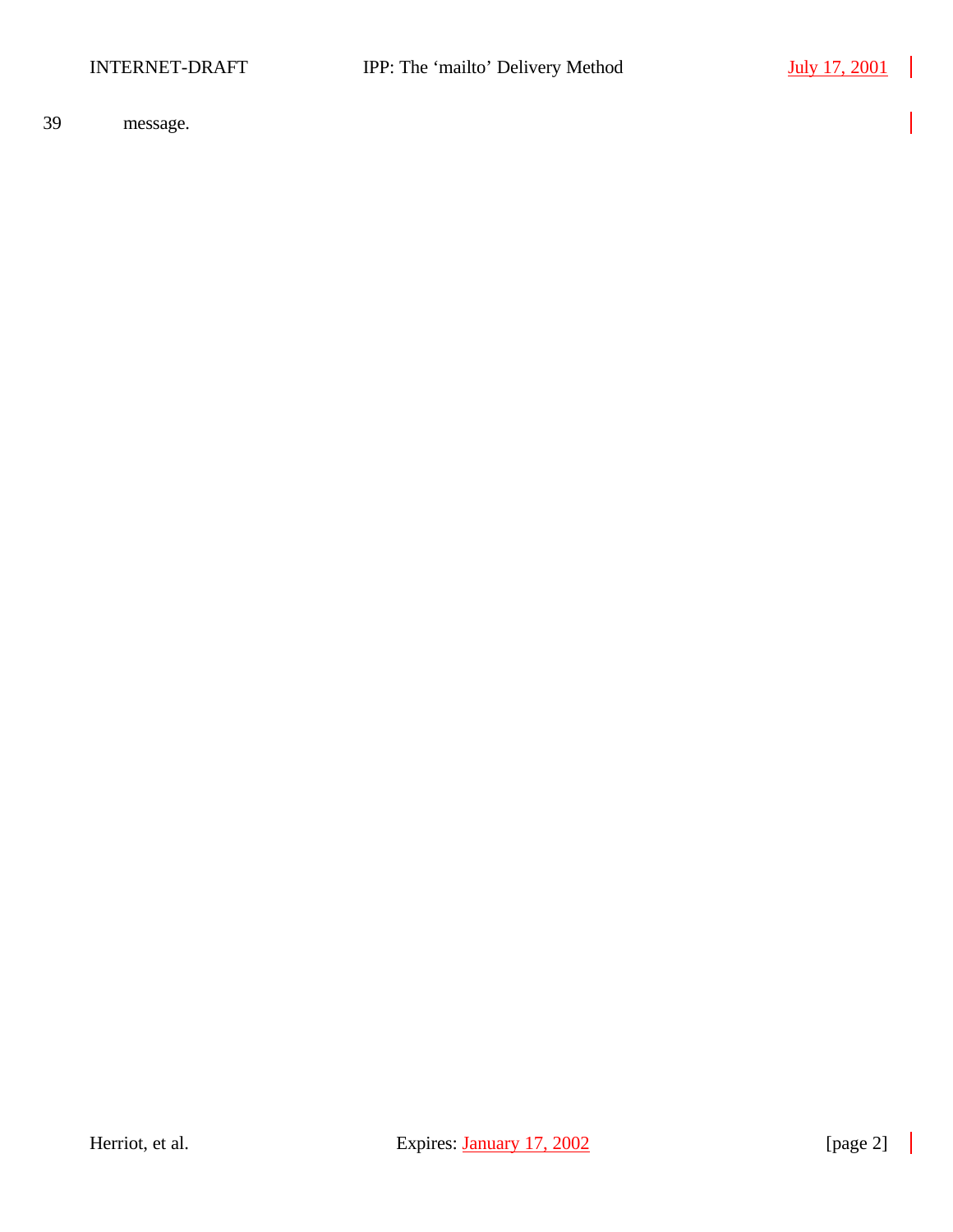message.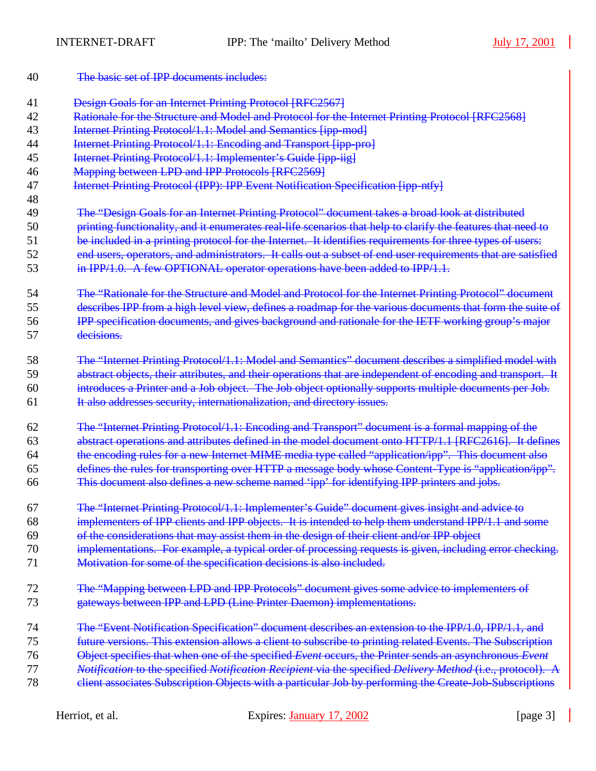~~The basic set of IPP documents includes:~~

~~Design Goals for an Internet Printing Protocol [RFC2567]~~
~~Rationale for the Structure and Model and Protocol for the Internet Printing Protocol [RFC2568]~~
~~Internet Printing Protocol/1.1: Model and Semantics [ipp-mod]~~
~~Internet Printing Protocol/1.1: Encoding and Transport [ipp-pro]~~
~~Internet Printing Protocol/1.1: Implementer's Guide [ipp-iig]~~
~~Mapping between LPD and IPP Protocols [RFC2569]~~
~~Internet Printing Protocol (IPP): IPP Event Notification Specification [ipp-ntfy]~~

~~The "Design Goals for an Internet Printing Protocol" document takes a broad look at distributed printing functionality, and it enumerates real-life scenarios that help to clarify the features that need to be included in a printing protocol for the Internet. It identifies requirements for three types of users: end users, operators, and administrators. It calls out a subset of end user requirements that are satisfied in IPP/1.0. A few OPTIONAL operator operations have been added to IPP/1.1.~~

~~The "Rationale for the Structure and Model and Protocol for the Internet Printing Protocol" document describes IPP from a high level view, defines a roadmap for the various documents that form the suite of IPP specification documents, and gives background and rationale for the IETF working group's major decisions.~~

~~The "Internet Printing Protocol/1.1: Model and Semantics" document describes a simplified model with abstract objects, their attributes, and their operations that are independent of encoding and transport. It introduces a Printer and a Job object. The Job object optionally supports multiple documents per Job. It also addresses security, internationalization, and directory issues.~~

~~The "Internet Printing Protocol/1.1: Encoding and Transport" document is a formal mapping of the abstract operations and attributes defined in the model document onto HTTP/1.1 [RFC2616]. It defines the encoding rules for a new Internet MIME media type called "application/ipp". This document also defines the rules for transporting over HTTP a message body whose Content-Type is "application/ipp". This document also defines a new scheme named 'ipp' for identifying IPP printers and jobs.~~

~~The "Internet Printing Protocol/1.1: Implementer's Guide" document gives insight and advice to implementers of IPP clients and IPP objects. It is intended to help them understand IPP/1.1 and some of the considerations that may assist them in the design of their client and/or IPP object implementations. For example, a typical order of processing requests is given, including error checking. Motivation for some of the specification decisions is also included.~~

~~The "Mapping between LPD and IPP Protocols" document gives some advice to implementers of gateways between IPP and LPD (Line Printer Daemon) implementations.~~

~~The "Event Notification Specification" document describes an extension to the IPP/1.0, IPP/1.1, and future versions. This extension allows a client to subscribe to printing related Events. The Subscription Object specifies that when one of the specified *Event* occurs, the Printer sends an asynchronous *Event Notification* to the specified *Notification Recipient* via the specified *Delivery Method* (i.e., protocol). A client associates Subscription Objects with a particular Job by performing the Create-Job-Subscriptions~~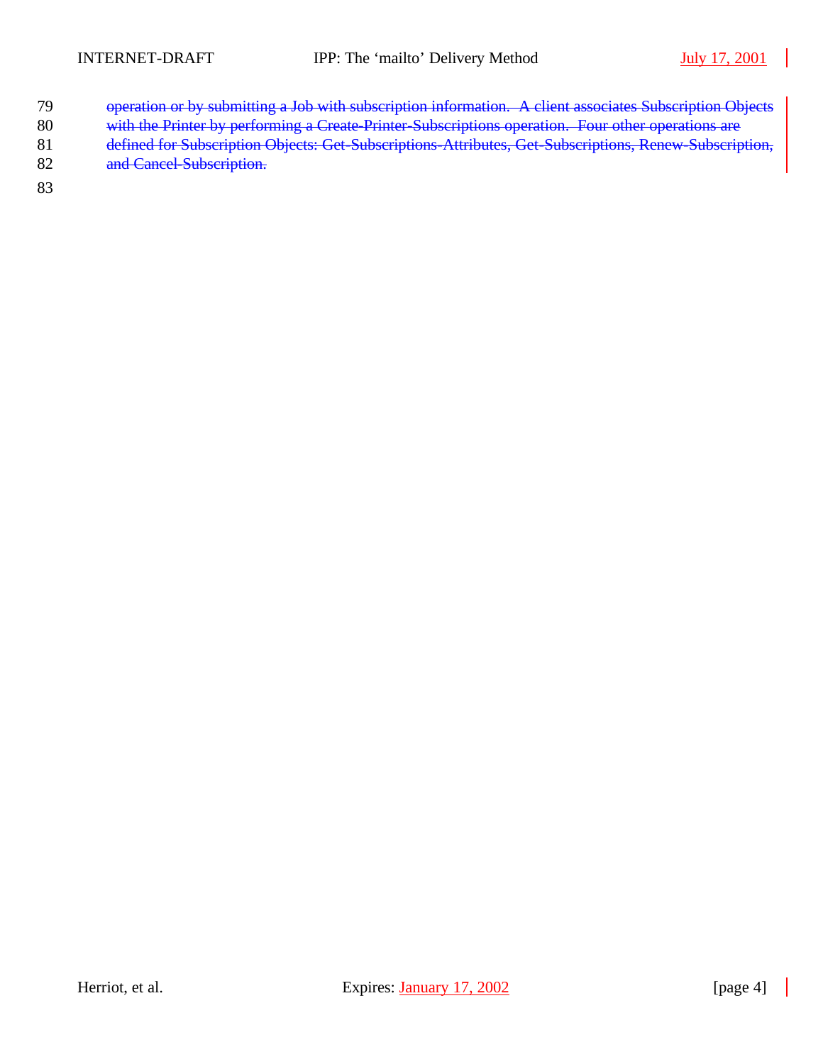~~operation or by submitting a Job with subscription information. A client associates Subscription Objects with the Printer by performing a Create-Printer-Subscriptions operation. Four other operations are defined for Subscription Objects: Get-Subscriptions-Attributes, Get-Subscriptions, Renew-Subscription, and Cancel-Subscription.~~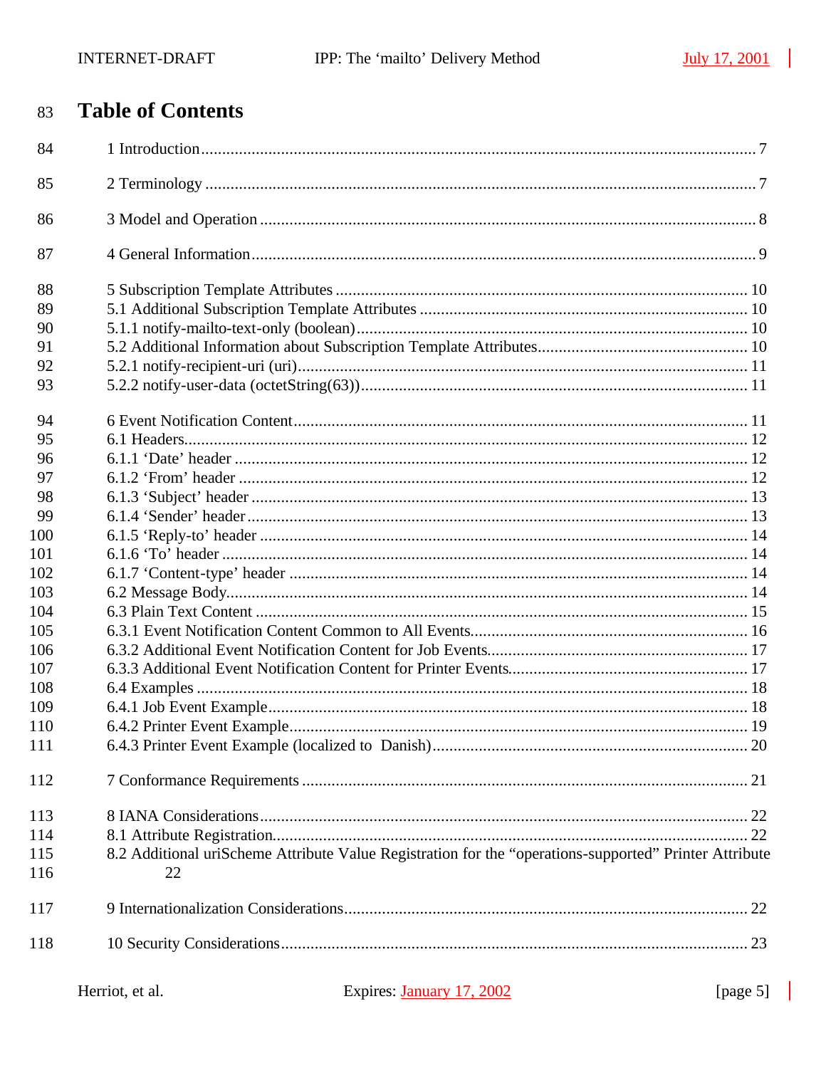# Table of Contents

1 Introduction ........................................................................................................................ 7

2 Terminology ......................................................................................................................... 7

3 Model and Operation ........................................................................................................... 8

4 General Information ............................................................................................................. 9

5 Subscription Template Attributes ....................................................................................... 10
5.1 Additional Subscription Template Attributes .................................................................... 10
5.1.1 notify-mailto-text-only (boolean) .................................................................................. 10
5.2 Additional Information about Subscription Template Attributes ........................................ 10
5.2.1 notify-recipient-uri (uri) ................................................................................................ 11
5.2.2 notify-user-data (octetString(63)) .................................................................................. 11

6 Event Notification Content .................................................................................................. 11
6.1 Headers ........................................................................................................................... 12
6.1.1 'Date' header ................................................................................................................ 12
6.1.2 'From' header ............................................................................................................... 12
6.1.3 'Subject' header ............................................................................................................ 13
6.1.4 'Sender' header ............................................................................................................. 13
6.1.5 'Reply-to' header .......................................................................................................... 14
6.1.6 'To' header ................................................................................................................... 14
6.1.7 'Content-type' header ................................................................................................... 14
6.2 Message Body ................................................................................................................. 14
6.3 Plain Text Content ........................................................................................................... 15
6.3.1 Event Notification Content Common to All Events ........................................................ 16
6.3.2 Additional Event Notification Content for Job Events ..................................................... 17
6.3.3 Additional Event Notification Content for Printer Events ................................................ 17
6.4 Examples ......................................................................................................................... 18
6.4.1 Job Event Example ....................................................................................................... 18
6.4.2 Printer Event Example ................................................................................................... 19
6.4.3 Printer Event Example (localized to Danish) .................................................................. 20

7 Conformance Requirements ................................................................................................ 21

8 IANA Considerations .......................................................................................................... 22
8.1 Attribute Registration ....................................................................................................... 22
8.2 Additional uriScheme Attribute Value Registration for the "operations-supported" Printer Attribute 22

9 Internationalization Considerations ...................................................................................... 22

10 Security Considerations ..................................................................................................... 23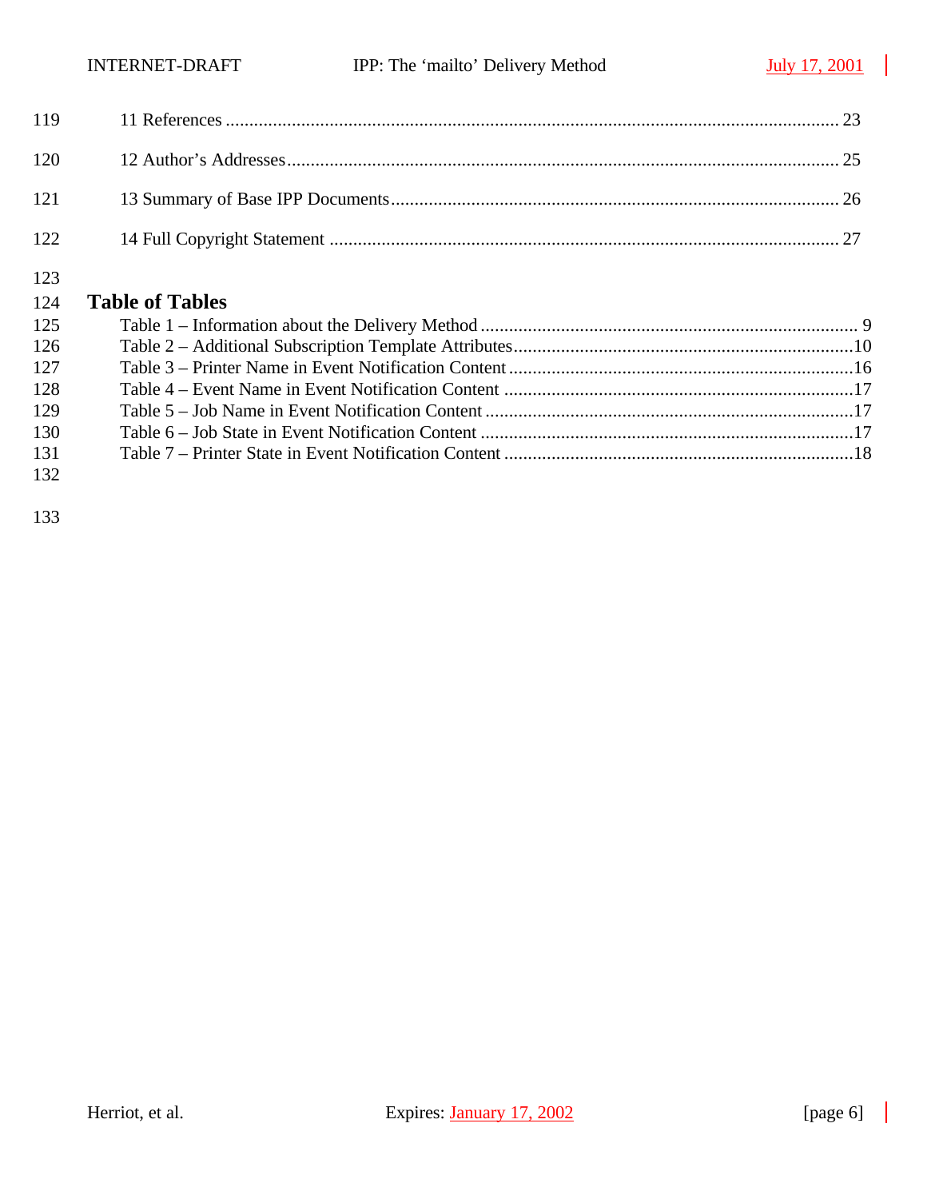11 References ........................................................................................................................ 23

12 Author's Addresses........................................................................................................... 25

13 Summary of Base IPP Documents.................................................................................... 26

14 Full Copyright Statement ................................................................................................ 27

## Table of Tables

Table 1 – Information about the Delivery Method ....................................................................... 9
Table 2 – Additional Subscription Template Attributes.................................................................10
Table 3 – Printer Name in Event Notification Content..................................................................16
Table 4 – Event Name in Event Notification Content ...................................................................17
Table 5 – Job Name in Event Notification Content........................................................................17
Table 6 – Job State in Event Notification Content .........................................................................17
Table 7 – Printer State in Event Notification Content ....................................................................18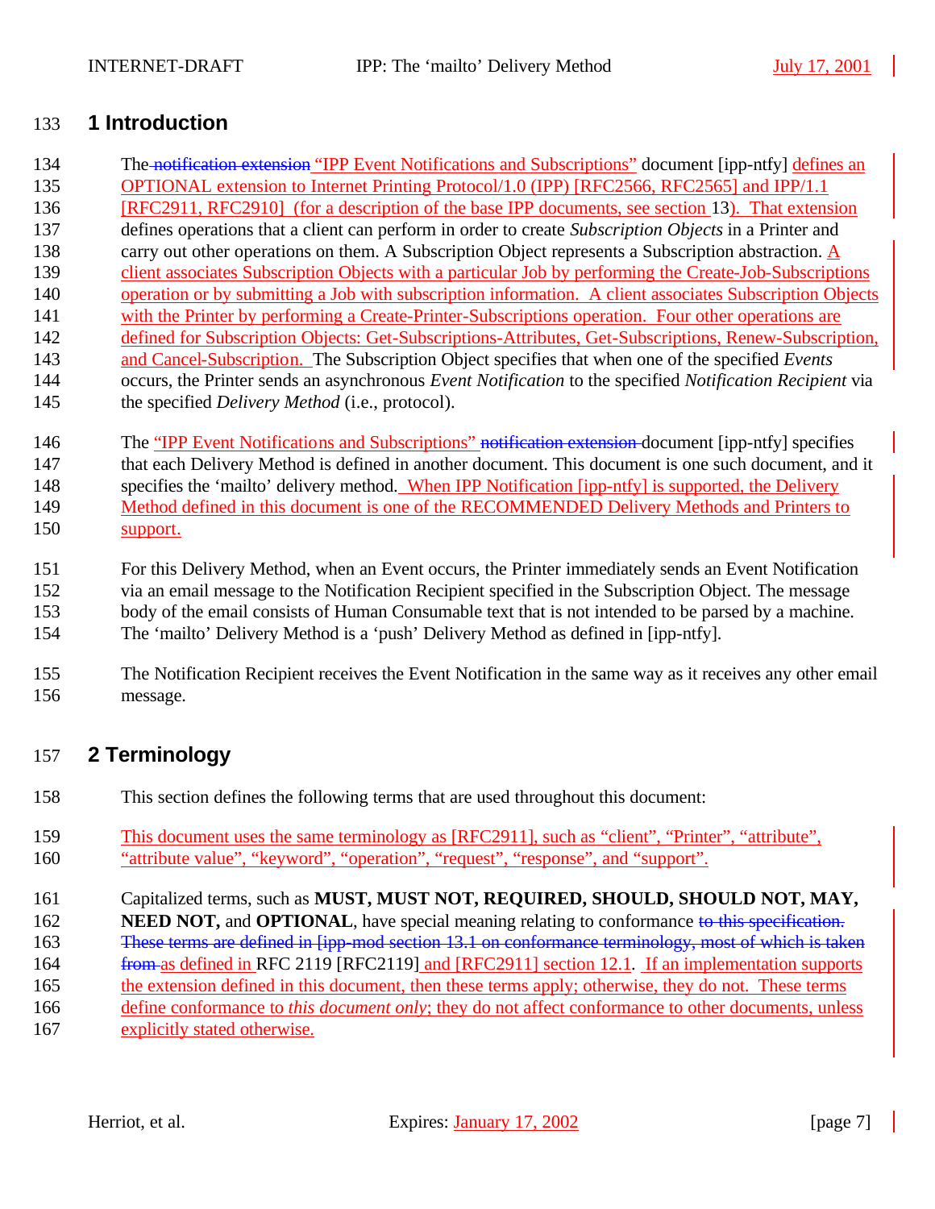# 1 Introduction

The ~~notification extension~~ "IPP Event Notifications and Subscriptions" document [ipp-ntfy] defines an OPTIONAL extension to Internet Printing Protocol/1.0 (IPP) [RFC2566, RFC2565] and IPP/1.1 [RFC2911, RFC2910] (for a description of the base IPP documents, see section 13). That extension defines operations that a client can perform in order to create *Subscription Objects* in a Printer and carry out other operations on them. A Subscription Object represents a Subscription abstraction. A client associates Subscription Objects with a particular Job by performing the Create-Job-Subscriptions operation or by submitting a Job with subscription information. A client associates Subscription Objects with the Printer by performing a Create-Printer-Subscriptions operation. Four other operations are defined for Subscription Objects: Get-Subscriptions-Attributes, Get-Subscriptions, Renew-Subscription, and Cancel-Subscription. The Subscription Object specifies that when one of the specified *Events* occurs, the Printer sends an asynchronous *Event Notification* to the specified *Notification Recipient* via the specified *Delivery Method* (i.e., protocol).

The "IPP Event Notifications and Subscriptions" ~~notification extension~~ document [ipp-ntfy] specifies that each Delivery Method is defined in another document. This document is one such document, and it specifies the 'mailto' delivery method. When IPP Notification [ipp-ntfy] is supported, the Delivery Method defined in this document is one of the RECOMMENDED Delivery Methods and Printers to support.

For this Delivery Method, when an Event occurs, the Printer immediately sends an Event Notification via an email message to the Notification Recipient specified in the Subscription Object. The message body of the email consists of Human Consumable text that is not intended to be parsed by a machine. The 'mailto' Delivery Method is a 'push' Delivery Method as defined in [ipp-ntfy].

The Notification Recipient receives the Event Notification in the same way as it receives any other email message.

# 2 Terminology

This section defines the following terms that are used throughout this document:

This document uses the same terminology as [RFC2911], such as "client", "Printer", "attribute", "attribute value", "keyword", "operation", "request", "response", and "support".

Capitalized terms, such as **MUST, MUST NOT, REQUIRED, SHOULD, SHOULD NOT, MAY, NEED NOT,** and **OPTIONAL**, have special meaning relating to conformance ~~to this specification. These terms are defined in [ipp-mod section 13.1 on conformance terminology, most of which is taken from~~ as defined in RFC 2119 [RFC2119] and [RFC2911] section 12.1. If an implementation supports the extension defined in this document, then these terms apply; otherwise, they do not. These terms define conformance to *this document only*; they do not affect conformance to other documents, unless explicitly stated otherwise.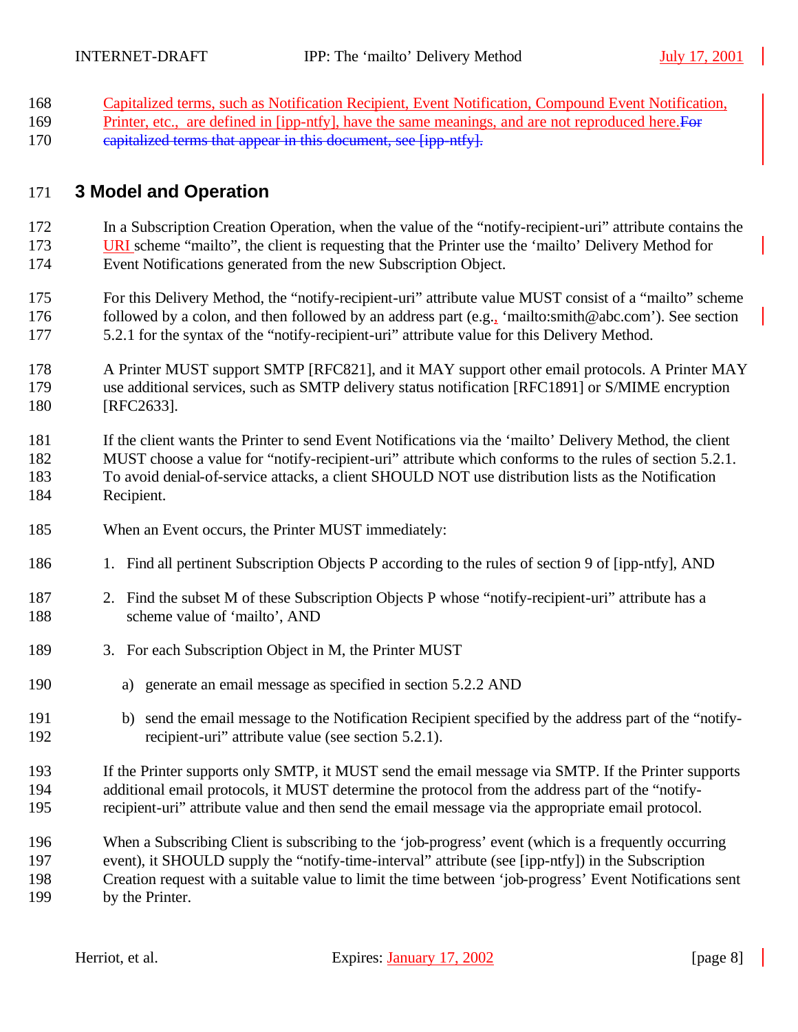Capitalized terms, such as Notification Recipient, Event Notification, Compound Event Notification, Printer, etc., are defined in [ipp-ntfy], have the same meanings, and are not reproduced here.~~For capitalized terms that appear in this document, see [ipp-ntfy].~~

## 3 Model and Operation

In a Subscription Creation Operation, when the value of the "notify-recipient-uri" attribute contains the URI scheme "mailto", the client is requesting that the Printer use the 'mailto' Delivery Method for Event Notifications generated from the new Subscription Object.

For this Delivery Method, the "notify-recipient-uri" attribute value MUST consist of a "mailto" scheme followed by a colon, and then followed by an address part (e.g., 'mailto:smith@abc.com'). See section 5.2.1 for the syntax of the "notify-recipient-uri" attribute value for this Delivery Method.

A Printer MUST support SMTP [RFC821], and it MAY support other email protocols. A Printer MAY use additional services, such as SMTP delivery status notification [RFC1891] or S/MIME encryption [RFC2633].

If the client wants the Printer to send Event Notifications via the 'mailto' Delivery Method, the client MUST choose a value for "notify-recipient-uri" attribute which conforms to the rules of section 5.2.1. To avoid denial-of-service attacks, a client SHOULD NOT use distribution lists as the Notification Recipient.

When an Event occurs, the Printer MUST immediately:

1. Find all pertinent Subscription Objects P according to the rules of section 9 of [ipp-ntfy], AND
2. Find the subset M of these Subscription Objects P whose "notify-recipient-uri" attribute has a scheme value of 'mailto', AND
3. For each Subscription Object in M, the Printer MUST
   a) generate an email message as specified in section 5.2.2 AND
   b) send the email message to the Notification Recipient specified by the address part of the "notify-recipient-uri" attribute value (see section 5.2.1).

If the Printer supports only SMTP, it MUST send the email message via SMTP. If the Printer supports additional email protocols, it MUST determine the protocol from the address part of the "notify-recipient-uri" attribute value and then send the email message via the appropriate email protocol.

When a Subscribing Client is subscribing to the 'job-progress' event (which is a frequently occurring event), it SHOULD supply the "notify-time-interval" attribute (see [ipp-ntfy]) in the Subscription Creation request with a suitable value to limit the time between 'job-progress' Event Notifications sent by the Printer.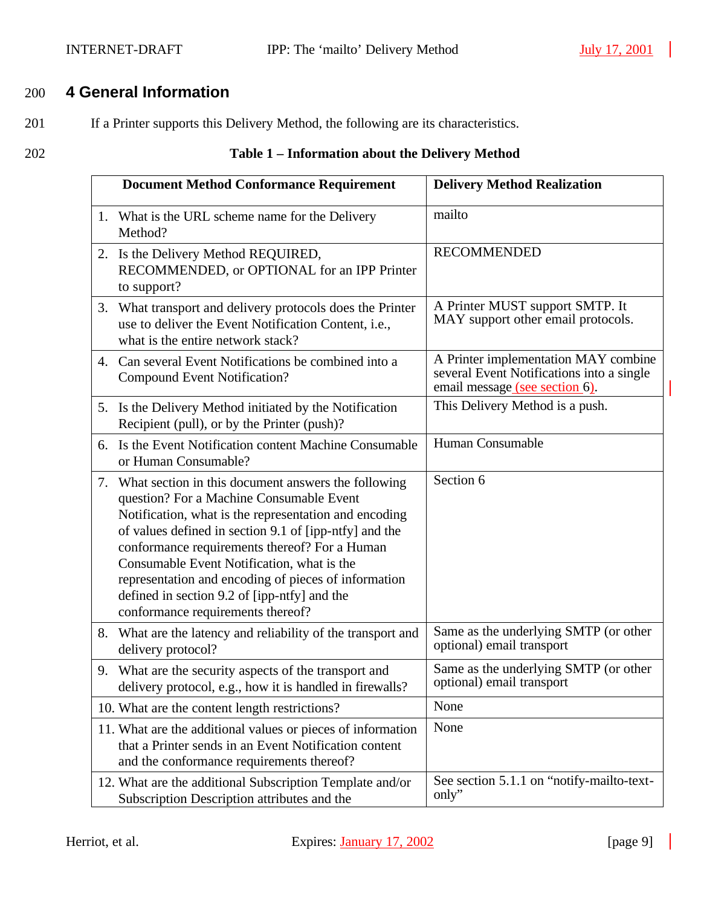# 4 General Information

If a Printer supports this Delivery Method, the following are its characteristics.

**Table 1 – Information about the Delivery Method**

| Document Method Conformance Requirement | Delivery Method Realization |
|---|---|
| 1. What is the URL scheme name for the Delivery Method? | mailto |
| 2. Is the Delivery Method REQUIRED, RECOMMENDED, or OPTIONAL for an IPP Printer to support? | RECOMMENDED |
| 3. What transport and delivery protocols does the Printer use to deliver the Event Notification Content, i.e., what is the entire network stack? | A Printer MUST support SMTP. It MAY support other email protocols. |
| 4. Can several Event Notifications be combined into a Compound Event Notification? | A Printer implementation MAY combine several Event Notifications into a single email message (see section 6). |
| 5. Is the Delivery Method initiated by the Notification Recipient (pull), or by the Printer (push)? | This Delivery Method is a push. |
| 6. Is the Event Notification content Machine Consumable or Human Consumable? | Human Consumable |
| 7. What section in this document answers the following question? For a Machine Consumable Event Notification, what is the representation and encoding of values defined in section 9.1 of [ipp-ntfy] and the conformance requirements thereof? For a Human Consumable Event Notification, what is the representation and encoding of pieces of information defined in section 9.2 of [ipp-ntfy] and the conformance requirements thereof? | Section 6 |
| 8. What are the latency and reliability of the transport and delivery protocol? | Same as the underlying SMTP (or other optional) email transport |
| 9. What are the security aspects of the transport and delivery protocol, e.g., how it is handled in firewalls? | Same as the underlying SMTP (or other optional) email transport |
| 10. What are the content length restrictions? | None |
| 11. What are the additional values or pieces of information that a Printer sends in an Event Notification content and the conformance requirements thereof? | None |
| 12. What are the additional Subscription Template and/or Subscription Description attributes and the | See section 5.1.1 on "notify-mailto-text-only" |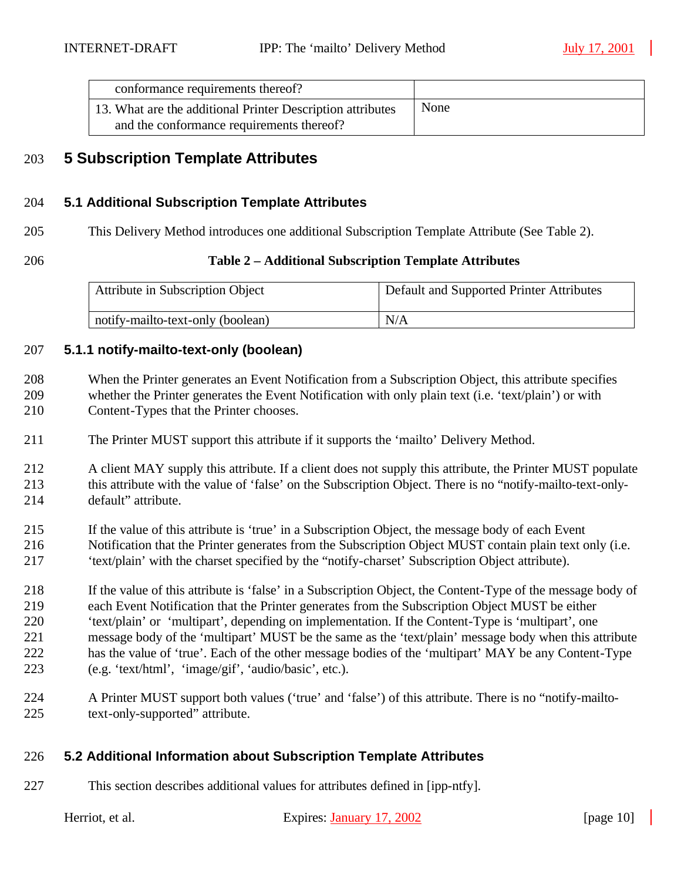| conformance requirements thereof? | |
|---|---|
| 13. What are the additional Printer Description attributes and the conformance requirements thereof? | None |

# 5 Subscription Template Attributes

## 5.1 Additional Subscription Template Attributes

This Delivery Method introduces one additional Subscription Template Attribute (See Table 2).

**Table 2 – Additional Subscription Template Attributes**

| Attribute in Subscription Object | Default and Supported Printer Attributes |
|---|---|
| notify-mailto-text-only (boolean) | N/A |

### 5.1.1 notify-mailto-text-only (boolean)

When the Printer generates an Event Notification from a Subscription Object, this attribute specifies whether the Printer generates the Event Notification with only plain text (i.e. 'text/plain') or with Content-Types that the Printer chooses.

The Printer MUST support this attribute if it supports the 'mailto' Delivery Method.

A client MAY supply this attribute. If a client does not supply this attribute, the Printer MUST populate this attribute with the value of 'false' on the Subscription Object. There is no "notify-mailto-text-only-default" attribute.

If the value of this attribute is 'true' in a Subscription Object, the message body of each Event Notification that the Printer generates from the Subscription Object MUST contain plain text only (i.e. 'text/plain' with the charset specified by the "notify-charset' Subscription Object attribute).

If the value of this attribute is 'false' in a Subscription Object, the Content-Type of the message body of each Event Notification that the Printer generates from the Subscription Object MUST be either 'text/plain' or 'multipart', depending on implementation. If the Content-Type is 'multipart', one message body of the 'multipart' MUST be the same as the 'text/plain' message body when this attribute has the value of 'true'. Each of the other message bodies of the 'multipart' MAY be any Content-Type (e.g. 'text/html', 'image/gif', 'audio/basic', etc.).

A Printer MUST support both values ('true' and 'false') of this attribute. There is no "notify-mailto-text-only-supported" attribute.

## 5.2 Additional Information about Subscription Template Attributes

This section describes additional values for attributes defined in [ipp-ntfy].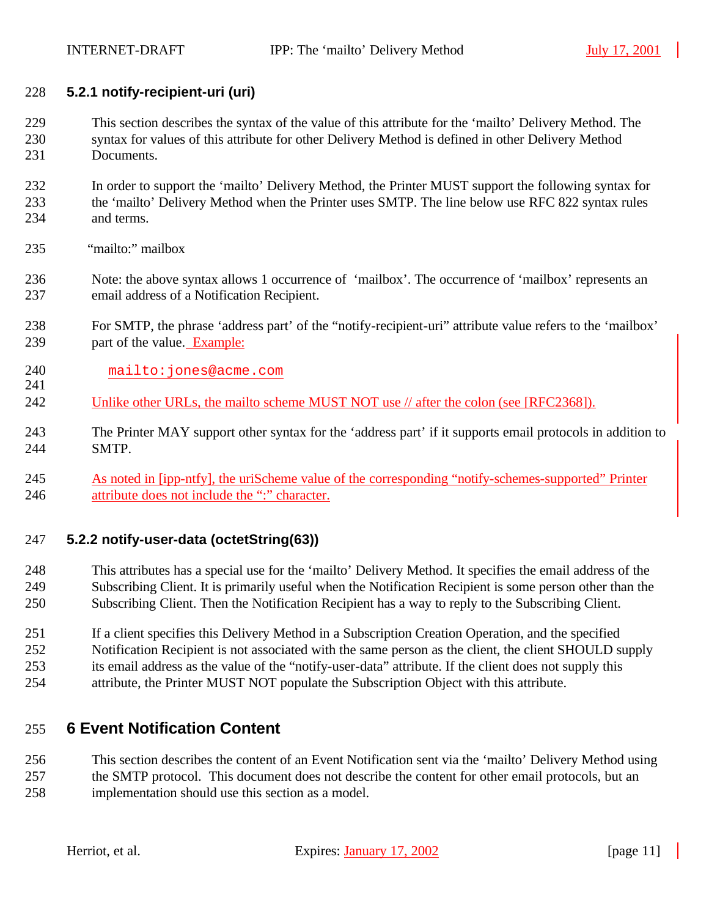### 5.2.1 notify-recipient-uri (uri)

This section describes the syntax of the value of this attribute for the 'mailto' Delivery Method. The syntax for values of this attribute for other Delivery Method is defined in other Delivery Method Documents.

In order to support the 'mailto' Delivery Method, the Printer MUST support the following syntax for the 'mailto' Delivery Method when the Printer uses SMTP. The line below use RFC 822 syntax rules and terms.

"mailto:" mailbox

Note: the above syntax allows 1 occurrence of 'mailbox'. The occurrence of 'mailbox' represents an email address of a Notification Recipient.

For SMTP, the phrase 'address part' of the "notify-recipient-uri" attribute value refers to the 'mailbox' part of the value. Example:

```
mailto:jones@acme.com
```

Unlike other URLs, the mailto scheme MUST NOT use // after the colon (see [RFC2368]).

The Printer MAY support other syntax for the 'address part' if it supports email protocols in addition to SMTP.

As noted in [ipp-ntfy], the uriScheme value of the corresponding "notify-schemes-supported" Printer attribute does not include the ":" character.

### 5.2.2 notify-user-data (octetString(63))

This attributes has a special use for the 'mailto' Delivery Method. It specifies the email address of the Subscribing Client. It is primarily useful when the Notification Recipient is some person other than the Subscribing Client. Then the Notification Recipient has a way to reply to the Subscribing Client.

If a client specifies this Delivery Method in a Subscription Creation Operation, and the specified Notification Recipient is not associated with the same person as the client, the client SHOULD supply its email address as the value of the "notify-user-data" attribute. If the client does not supply this attribute, the Printer MUST NOT populate the Subscription Object with this attribute.

## 6 Event Notification Content

This section describes the content of an Event Notification sent via the 'mailto' Delivery Method using the SMTP protocol. This document does not describe the content for other email protocols, but an implementation should use this section as a model.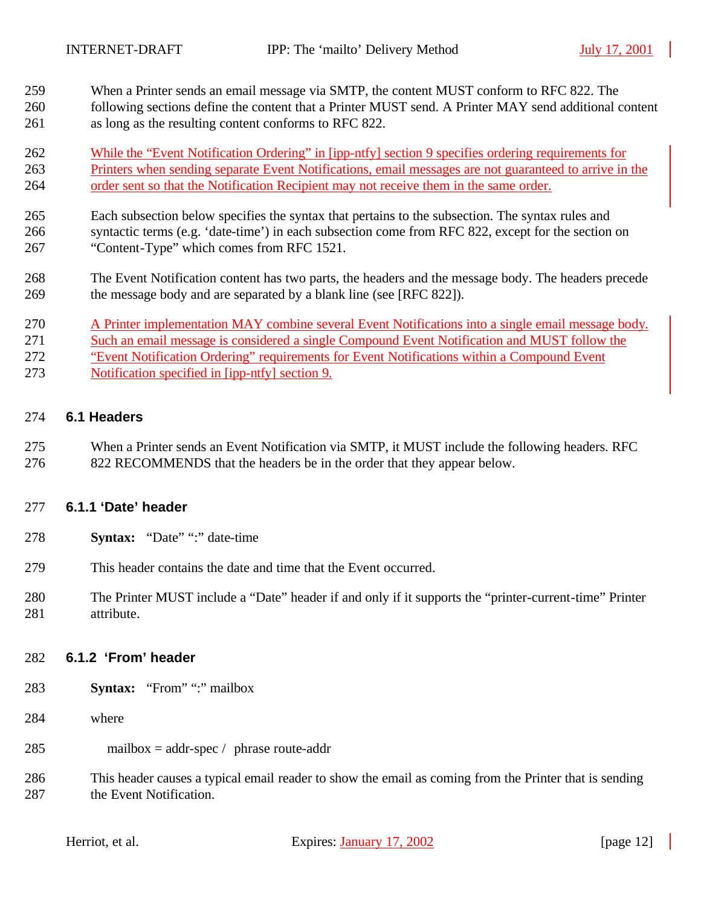When a Printer sends an email message via SMTP, the content MUST conform to RFC 822. The following sections define the content that a Printer MUST send. A Printer MAY send additional content as long as the resulting content conforms to RFC 822.

While the "Event Notification Ordering" in [ipp-ntfy] section 9 specifies ordering requirements for Printers when sending separate Event Notifications, email messages are not guaranteed to arrive in the order sent so that the Notification Recipient may not receive them in the same order.

Each subsection below specifies the syntax that pertains to the subsection. The syntax rules and syntactic terms (e.g. 'date-time') in each subsection come from RFC 822, except for the section on "Content-Type" which comes from RFC 1521.

The Event Notification content has two parts, the headers and the message body. The headers precede the message body and are separated by a blank line (see [RFC 822]).

A Printer implementation MAY combine several Event Notifications into a single email message body. Such an email message is considered a single Compound Event Notification and MUST follow the "Event Notification Ordering" requirements for Event Notifications within a Compound Event Notification specified in [ipp-ntfy] section 9.

### 6.1 Headers

When a Printer sends an Event Notification via SMTP, it MUST include the following headers. RFC 822 RECOMMENDS that the headers be in the order that they appear below.

#### 6.1.1 'Date' header

**Syntax:** "Date" ":" date-time

This header contains the date and time that the Event occurred.

The Printer MUST include a "Date" header if and only if it supports the "printer-current-time" Printer attribute.

#### 6.1.2 'From' header

**Syntax:** "From" ":" mailbox

where

mailbox = addr-spec / phrase route-addr

This header causes a typical email reader to show the email as coming from the Printer that is sending the Event Notification.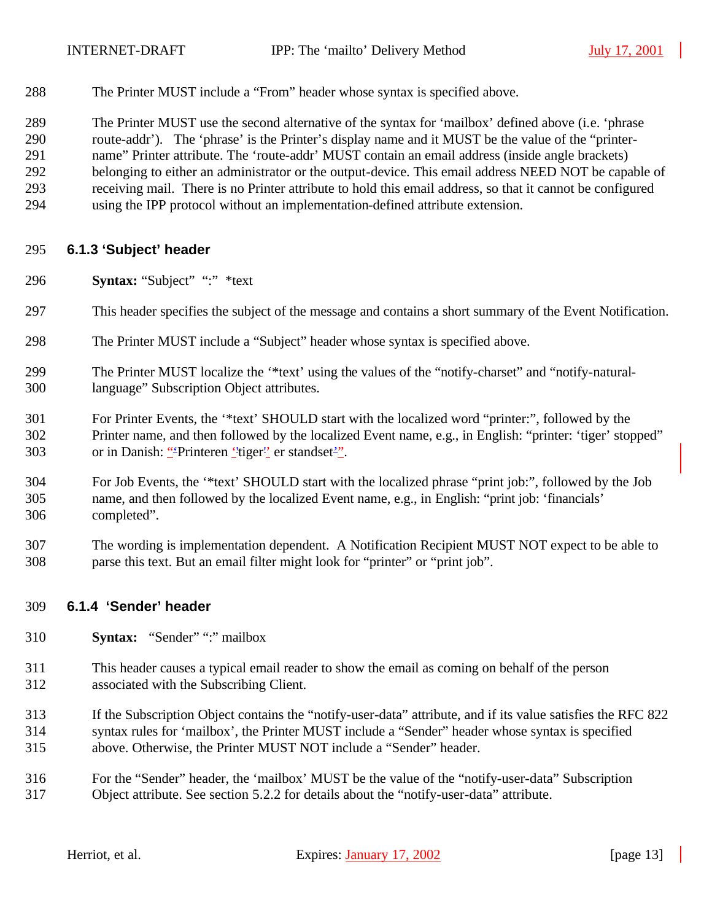The Printer MUST include a “From” header whose syntax is specified above.

The Printer MUST use the second alternative of the syntax for ‘mailbox’ defined above (i.e. ‘phrase route-addr’). The ‘phrase’ is the Printer’s display name and it MUST be the value of the “printer-name” Printer attribute. The ‘route-addr’ MUST contain an email address (inside angle brackets) belonging to either an administrator or the output-device. This email address NEED NOT be capable of receiving mail. There is no Printer attribute to hold this email address, so that it cannot be configured using the IPP protocol without an implementation-defined attribute extension.

### 6.1.3 ‘Subject’ header

**Syntax:** “Subject” “:” *text

This header specifies the subject of the message and contains a short summary of the Event Notification.

The Printer MUST include a “Subject” header whose syntax is specified above.

The Printer MUST localize the ‘*text’ using the values of the “notify-charset” and “notify-natural-language” Subscription Object attributes.

For Printer Events, the ‘*text’ SHOULD start with the localized word “printer:”, followed by the Printer name, and then followed by the localized Event name, e.g., in English: “printer: ‘tiger’ stopped” or in Danish: “Printeren ‘tiger’ er standset”.

For Job Events, the ‘*text’ SHOULD start with the localized phrase “print job:”, followed by the Job name, and then followed by the localized Event name, e.g., in English: “print job: ‘financials’ completed”.

The wording is implementation dependent. A Notification Recipient MUST NOT expect to be able to parse this text. But an email filter might look for “printer” or “print job”.

### 6.1.4 ‘Sender’ header

**Syntax:** “Sender” “:” mailbox

This header causes a typical email reader to show the email as coming on behalf of the person associated with the Subscribing Client.

If the Subscription Object contains the “notify-user-data” attribute, and if its value satisfies the RFC 822 syntax rules for ‘mailbox’, the Printer MUST include a “Sender” header whose syntax is specified above. Otherwise, the Printer MUST NOT include a “Sender” header.

For the “Sender” header, the ‘mailbox’ MUST be the value of the “notify-user-data” Subscription Object attribute. See section 5.2.2 for details about the “notify-user-data” attribute.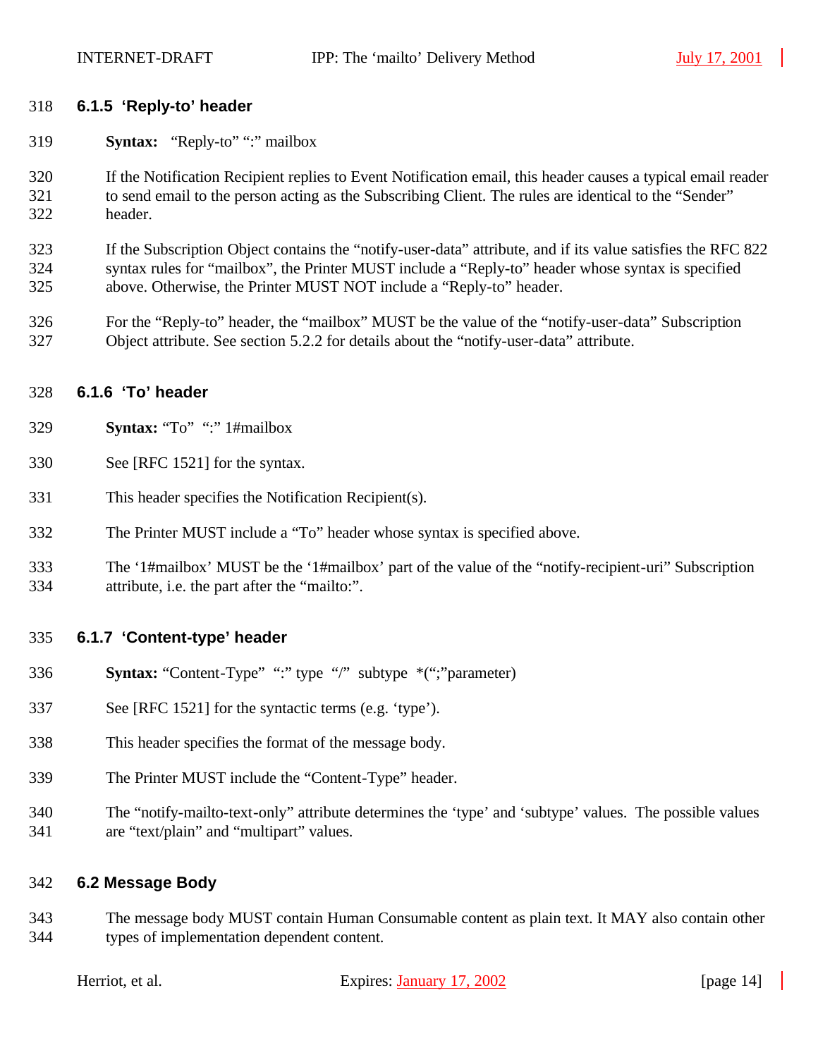### 6.1.5 'Reply-to' header

**Syntax:** "Reply-to" ":" mailbox

If the Notification Recipient replies to Event Notification email, this header causes a typical email reader to send email to the person acting as the Subscribing Client. The rules are identical to the "Sender" header.

If the Subscription Object contains the "notify-user-data" attribute, and if its value satisfies the RFC 822 syntax rules for "mailbox", the Printer MUST include a "Reply-to" header whose syntax is specified above. Otherwise, the Printer MUST NOT include a "Reply-to" header.

For the "Reply-to" header, the "mailbox" MUST be the value of the "notify-user-data" Subscription Object attribute. See section 5.2.2 for details about the "notify-user-data" attribute.

### 6.1.6 'To' header

**Syntax:** "To" ":" 1#mailbox

See [RFC 1521] for the syntax.

This header specifies the Notification Recipient(s).

The Printer MUST include a "To" header whose syntax is specified above.

The '1#mailbox' MUST be the '1#mailbox' part of the value of the "notify-recipient-uri" Subscription attribute, i.e. the part after the "mailto:".

### 6.1.7 'Content-type' header

**Syntax:** "Content-Type" ":" type "/" subtype *(";"parameter)

See [RFC 1521] for the syntactic terms (e.g. 'type').

This header specifies the format of the message body.

The Printer MUST include the "Content-Type" header.

The "notify-mailto-text-only" attribute determines the 'type' and 'subtype' values. The possible values are "text/plain" and "multipart" values.

## 6.2 Message Body

The message body MUST contain Human Consumable content as plain text. It MAY also contain other types of implementation dependent content.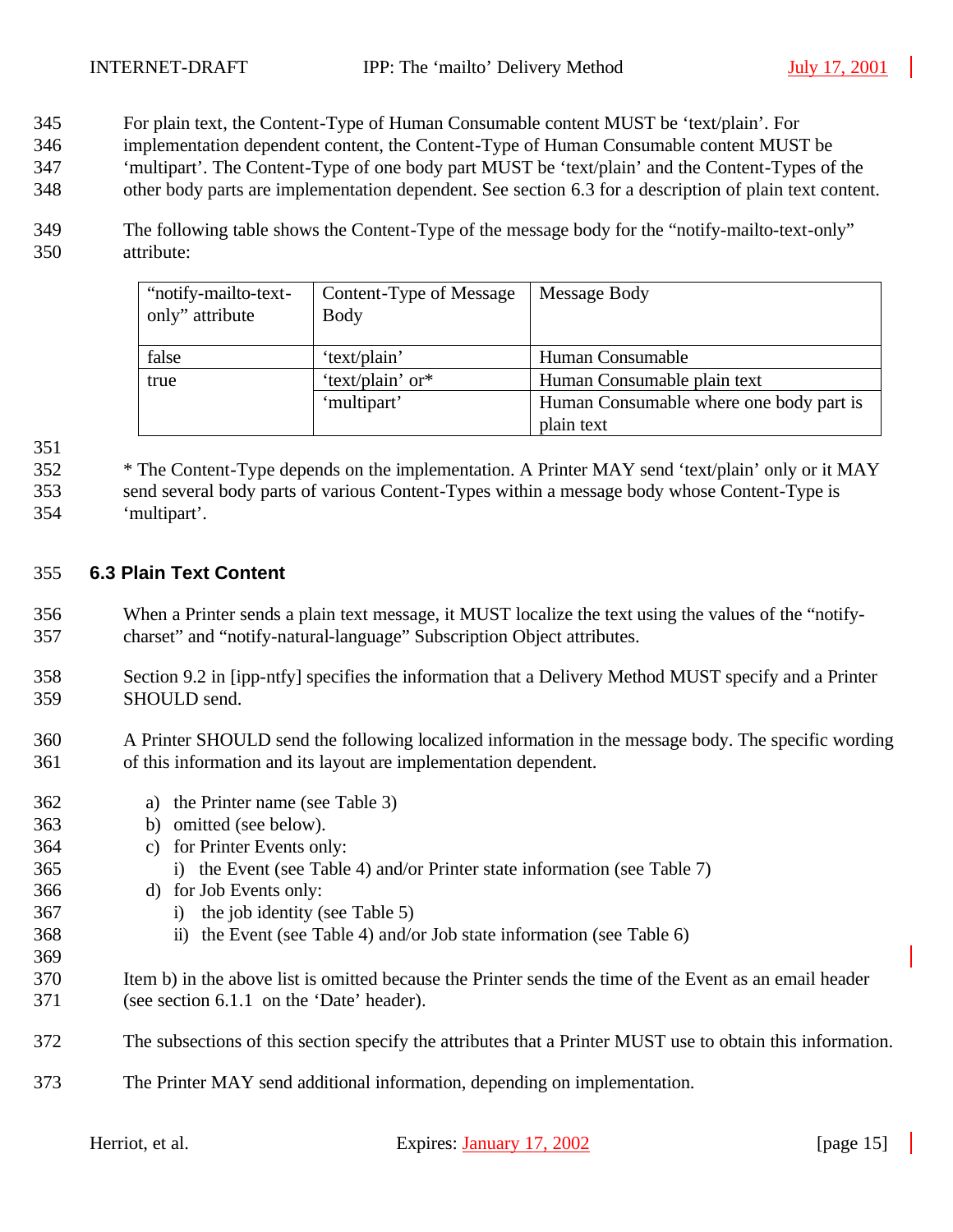For plain text, the Content-Type of Human Consumable content MUST be 'text/plain'. For implementation dependent content, the Content-Type of Human Consumable content MUST be 'multipart'. The Content-Type of one body part MUST be 'text/plain' and the Content-Types of the other body parts are implementation dependent. See section 6.3 for a description of plain text content.

The following table shows the Content-Type of the message body for the "notify-mailto-text-only" attribute:

| "notify-mailto-text-only" attribute | Content-Type of Message Body | Message Body |
|---|---|---|
| false | 'text/plain' | Human Consumable |
| true | 'text/plain' or* | Human Consumable plain text |
| | 'multipart' | Human Consumable where one body part is plain text |

* The Content-Type depends on the implementation. A Printer MAY send 'text/plain' only or it MAY send several body parts of various Content-Types within a message body whose Content-Type is 'multipart'.

## 6.3 Plain Text Content

When a Printer sends a plain text message, it MUST localize the text using the values of the "notify-charset" and "notify-natural-language" Subscription Object attributes.

Section 9.2 in [ipp-ntfy] specifies the information that a Delivery Method MUST specify and a Printer SHOULD send.

A Printer SHOULD send the following localized information in the message body. The specific wording of this information and its layout are implementation dependent.

a) the Printer name (see Table 3)
b) omitted (see below).
c) for Printer Events only:
   i) the Event (see Table 4) and/or Printer state information (see Table 7)
d) for Job Events only:
   i) the job identity (see Table 5)
   ii) the Event (see Table 4) and/or Job state information (see Table 6)

Item b) in the above list is omitted because the Printer sends the time of the Event as an email header (see section 6.1.1 on the 'Date' header).

The subsections of this section specify the attributes that a Printer MUST use to obtain this information.

The Printer MAY send additional information, depending on implementation.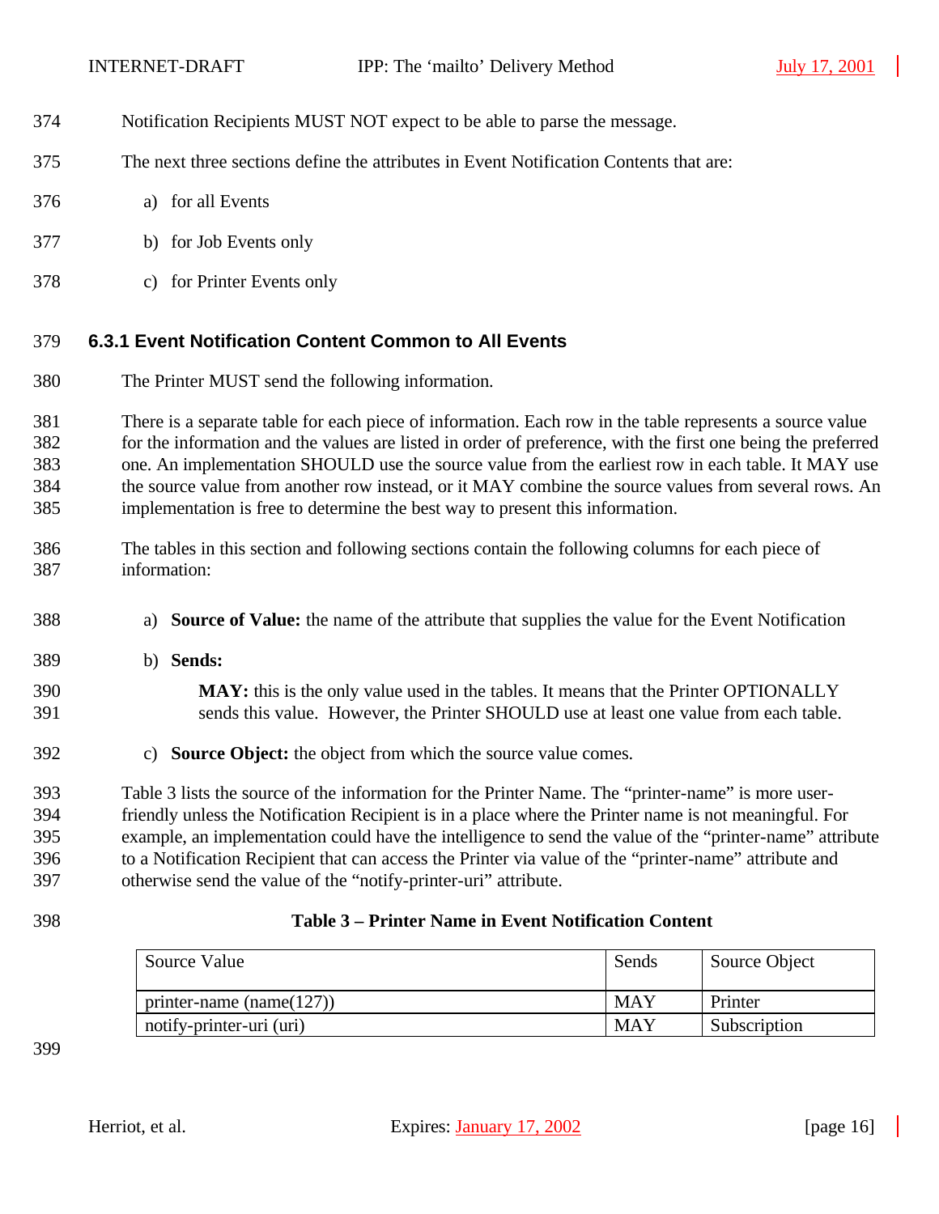Notification Recipients MUST NOT expect to be able to parse the message.

The next three sections define the attributes in Event Notification Contents that are:

a) for all Events

b) for Job Events only

c) for Printer Events only

### 6.3.1 Event Notification Content Common to All Events

The Printer MUST send the following information.

There is a separate table for each piece of information. Each row in the table represents a source value for the information and the values are listed in order of preference, with the first one being the preferred one. An implementation SHOULD use the source value from the earliest row in each table. It MAY use the source value from another row instead, or it MAY combine the source values from several rows. An implementation is free to determine the best way to present this information.

The tables in this section and following sections contain the following columns for each piece of information:

a) **Source of Value:** the name of the attribute that supplies the value for the Event Notification

b) **Sends:**

**MAY:** this is the only value used in the tables. It means that the Printer OPTIONALLY sends this value. However, the Printer SHOULD use at least one value from each table.

c) **Source Object:** the object from which the source value comes.

Table 3 lists the source of the information for the Printer Name. The "printer-name" is more user-friendly unless the Notification Recipient is in a place where the Printer name is not meaningful. For example, an implementation could have the intelligence to send the value of the "printer-name" attribute to a Notification Recipient that can access the Printer via value of the "printer-name" attribute and otherwise send the value of the "notify-printer-uri" attribute.

**Table 3 – Printer Name in Event Notification Content**

| Source Value | Sends | Source Object |
|---|---|---|
| printer-name (name(127)) | MAY | Printer |
| notify-printer-uri (uri) | MAY | Subscription |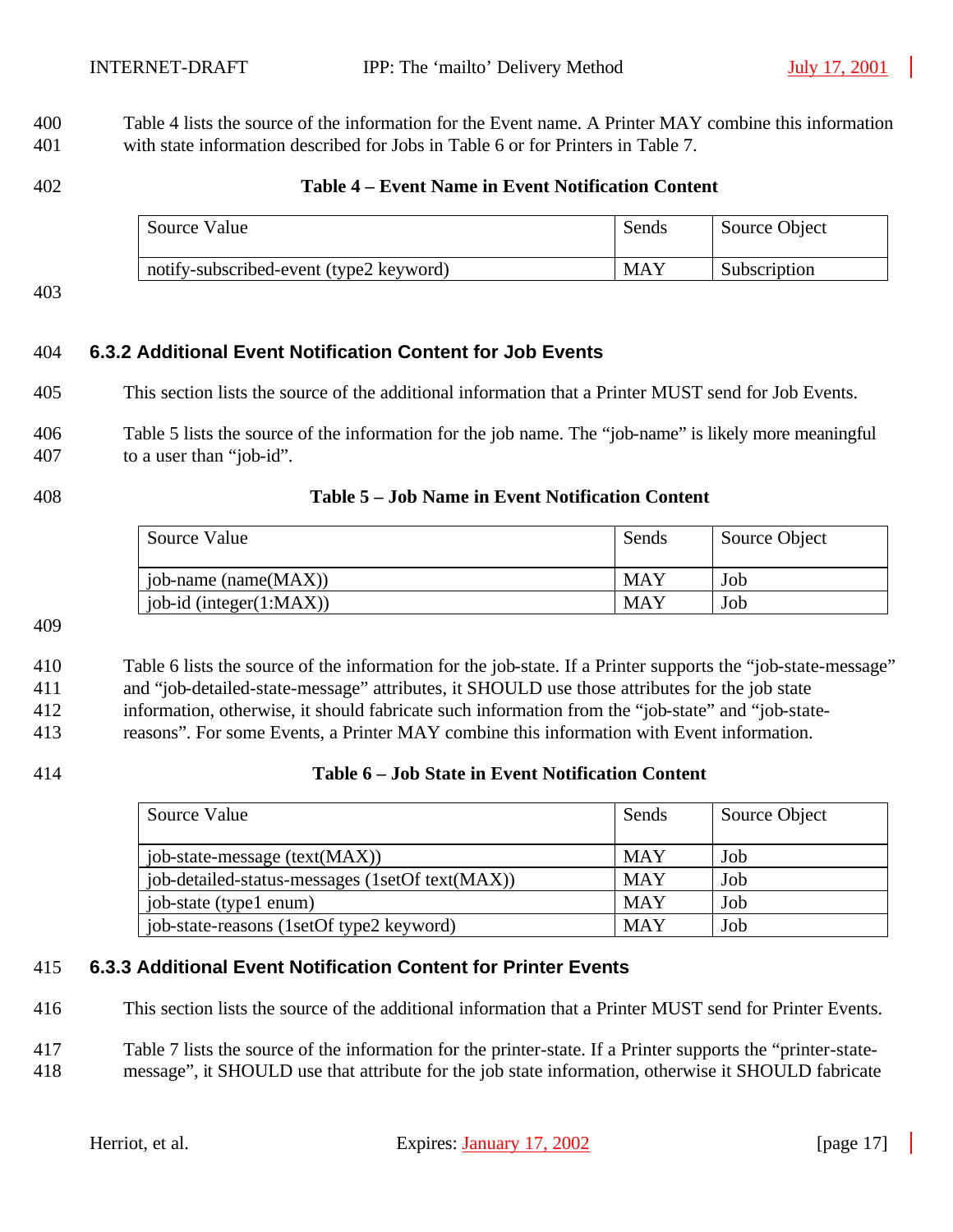Table 4 lists the source of the information for the Event name. A Printer MAY combine this information with state information described for Jobs in Table 6 or for Printers in Table 7.

**Table 4 – Event Name in Event Notification Content**

| Source Value | Sends | Source Object |
|---|---|---|
| notify-subscribed-event (type2 keyword) | MAY | Subscription |

### 6.3.2 Additional Event Notification Content for Job Events

This section lists the source of the additional information that a Printer MUST send for Job Events.

Table 5 lists the source of the information for the job name. The "job-name" is likely more meaningful to a user than "job-id".

**Table 5 – Job Name in Event Notification Content**

| Source Value | Sends | Source Object |
|---|---|---|
| job-name (name(MAX)) | MAY | Job |
| job-id (integer(1:MAX)) | MAY | Job |

Table 6 lists the source of the information for the job-state. If a Printer supports the "job-state-message" and "job-detailed-state-message" attributes, it SHOULD use those attributes for the job state information, otherwise, it should fabricate such information from the "job-state" and "job-state-reasons". For some Events, a Printer MAY combine this information with Event information.

**Table 6 – Job State in Event Notification Content**

| Source Value | Sends | Source Object |
|---|---|---|
| job-state-message (text(MAX)) | MAY | Job |
| job-detailed-status-messages (1setOf text(MAX)) | MAY | Job |
| job-state (type1 enum) | MAY | Job |
| job-state-reasons (1setOf type2 keyword) | MAY | Job |

### 6.3.3 Additional Event Notification Content for Printer Events

This section lists the source of the additional information that a Printer MUST send for Printer Events.

Table 7 lists the source of the information for the printer-state. If a Printer supports the "printer-state-message", it SHOULD use that attribute for the job state information, otherwise it SHOULD fabricate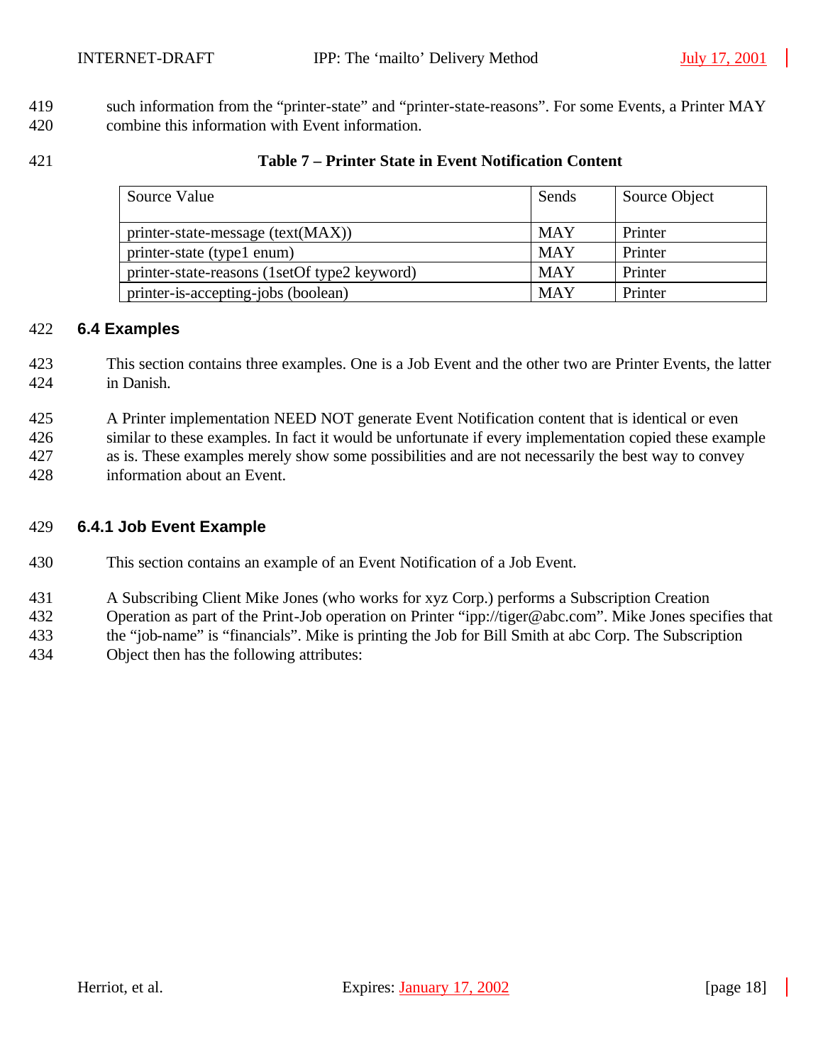such information from the "printer-state" and "printer-state-reasons". For some Events, a Printer MAY combine this information with Event information.

**Table 7 – Printer State in Event Notification Content**

| Source Value | Sends | Source Object |
|---|---|---|
| printer-state-message (text(MAX)) | MAY | Printer |
| printer-state (type1 enum) | MAY | Printer |
| printer-state-reasons (1setOf type2 keyword) | MAY | Printer |
| printer-is-accepting-jobs (boolean) | MAY | Printer |

## 6.4 Examples

This section contains three examples. One is a Job Event and the other two are Printer Events, the latter in Danish.

A Printer implementation NEED NOT generate Event Notification content that is identical or even similar to these examples. In fact it would be unfortunate if every implementation copied these example as is. These examples merely show some possibilities and are not necessarily the best way to convey information about an Event.

### 6.4.1 Job Event Example

This section contains an example of an Event Notification of a Job Event.

A Subscribing Client Mike Jones (who works for xyz Corp.) performs a Subscription Creation Operation as part of the Print-Job operation on Printer "ipp://tiger@abc.com". Mike Jones specifies that the "job-name" is "financials". Mike is printing the Job for Bill Smith at abc Corp. The Subscription Object then has the following attributes: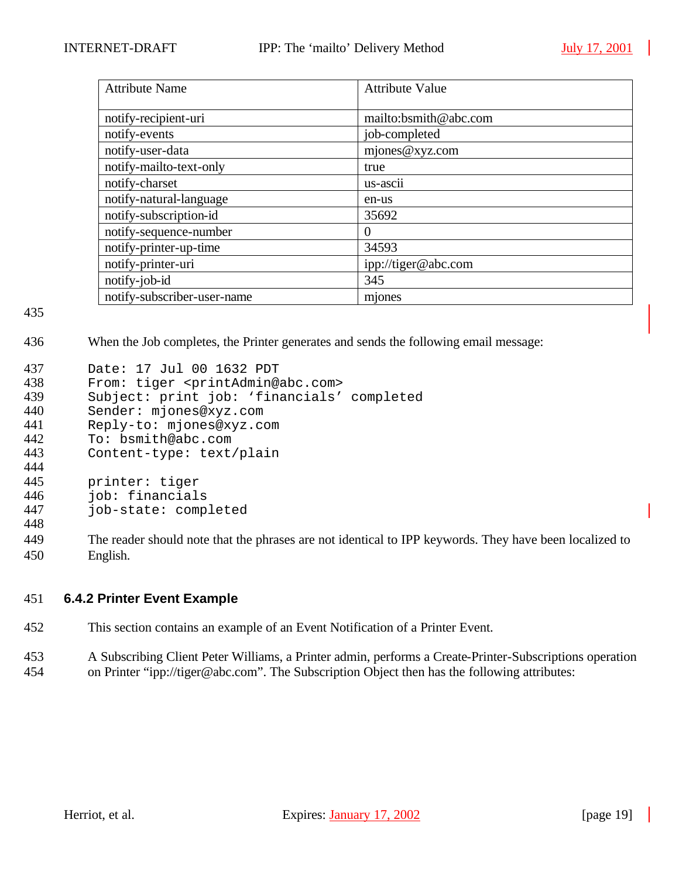| Attribute Name | Attribute Value |
| --- | --- |
| notify-recipient-uri | mailto:bsmith@abc.com |
| notify-events | job-completed |
| notify-user-data | mjones@xyz.com |
| notify-mailto-text-only | true |
| notify-charset | us-ascii |
| notify-natural-language | en-us |
| notify-subscription-id | 35692 |
| notify-sequence-number | 0 |
| notify-printer-up-time | 34593 |
| notify-printer-uri | ipp://tiger@abc.com |
| notify-job-id | 345 |
| notify-subscriber-user-name | mjones |

When the Job completes, the Printer generates and sends the following email message:

```
Date: 17 Jul 00 1632 PDT
From: tiger <printAdmin@abc.com>
Subject: print job: ‘financials’ completed
Sender: mjones@xyz.com
Reply-to: mjones@xyz.com
To: bsmith@abc.com
Content-type: text/plain

printer: tiger
job: financials
job-state: completed
```

The reader should note that the phrases are not identical to IPP keywords. They have been localized to English.

### 6.4.2 Printer Event Example

This section contains an example of an Event Notification of a Printer Event.

A Subscribing Client Peter Williams, a Printer admin, performs a Create-Printer-Subscriptions operation on Printer “ipp://tiger@abc.com”. The Subscription Object then has the following attributes: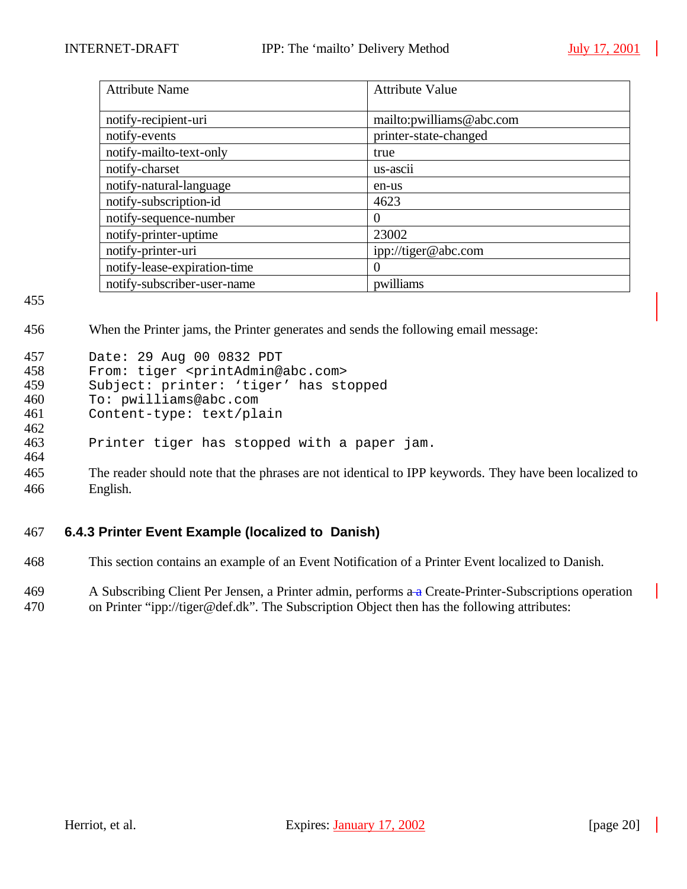| Attribute Name | Attribute Value |
| --- | --- |
| notify-recipient-uri | mailto:pwilliams@abc.com |
| notify-events | printer-state-changed |
| notify-mailto-text-only | true |
| notify-charset | us-ascii |
| notify-natural-language | en-us |
| notify-subscription-id | 4623 |
| notify-sequence-number | 0 |
| notify-printer-uptime | 23002 |
| notify-printer-uri | ipp://tiger@abc.com |
| notify-lease-expiration-time | 0 |
| notify-subscriber-user-name | pwilliams |

When the Printer jams, the Printer generates and sends the following email message:

```
Date: 29 Aug 00 0832 PDT
From: tiger <printAdmin@abc.com>
Subject: printer: 'tiger' has stopped
To: pwilliams@abc.com
Content-type: text/plain

Printer tiger has stopped with a paper jam.
```

The reader should note that the phrases are not identical to IPP keywords. They have been localized to English.

### 6.4.3 Printer Event Example (localized to Danish)

This section contains an example of an Event Notification of a Printer Event localized to Danish.

A Subscribing Client Per Jensen, a Printer admin, performs a a Create-Printer-Subscriptions operation on Printer "ipp://tiger@def.dk". The Subscription Object then has the following attributes: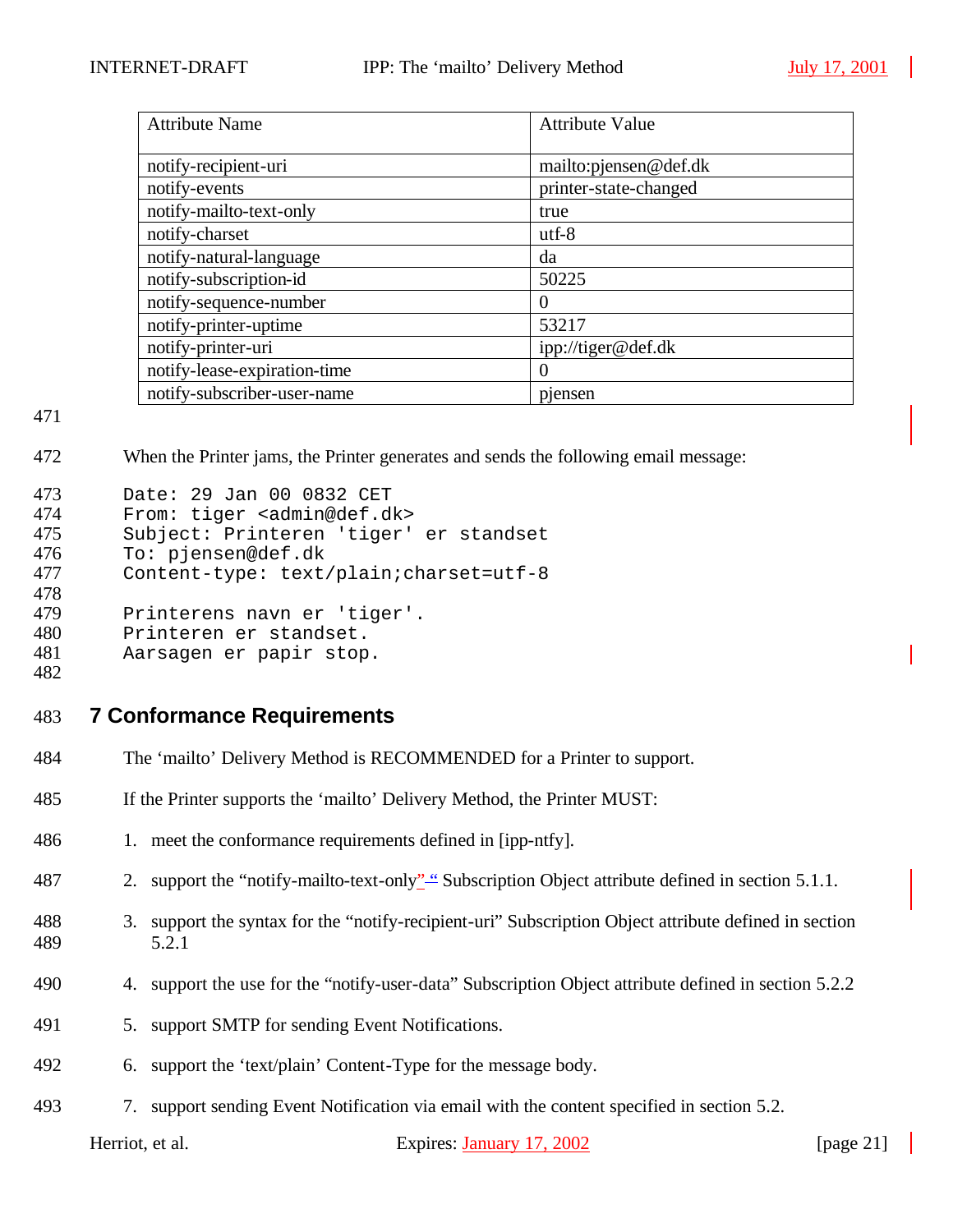| Attribute Name | Attribute Value |
|---|---|
| notify-recipient-uri | mailto:pjensen@def.dk |
| notify-events | printer-state-changed |
| notify-mailto-text-only | true |
| notify-charset | utf-8 |
| notify-natural-language | da |
| notify-subscription-id | 50225 |
| notify-sequence-number | 0 |
| notify-printer-uptime | 53217 |
| notify-printer-uri | ipp://tiger@def.dk |
| notify-lease-expiration-time | 0 |
| notify-subscriber-user-name | pjensen |

When the Printer jams, the Printer generates and sends the following email message:

```
Date: 29 Jan 00 0832 CET
From: tiger <admin@def.dk>
Subject: Printeren 'tiger' er standset
To: pjensen@def.dk
Content-type: text/plain;charset=utf-8

Printerens navn er 'tiger'.
Printeren er standset.
Aarsagen er papir stop.
```

# 7 Conformance Requirements

The ‘mailto’ Delivery Method is RECOMMENDED for a Printer to support.

If the Printer supports the ‘mailto’ Delivery Method, the Printer MUST:

1. meet the conformance requirements defined in [ipp-ntfy].
2. support the “notify-mailto-text-only” Subscription Object attribute defined in section 5.1.1.
3. support the syntax for the “notify-recipient-uri” Subscription Object attribute defined in section 5.2.1
4. support the use for the “notify-user-data” Subscription Object attribute defined in section 5.2.2
5. support SMTP for sending Event Notifications.
6. support the ‘text/plain’ Content-Type for the message body.
7. support sending Event Notification via email with the content specified in section 5.2.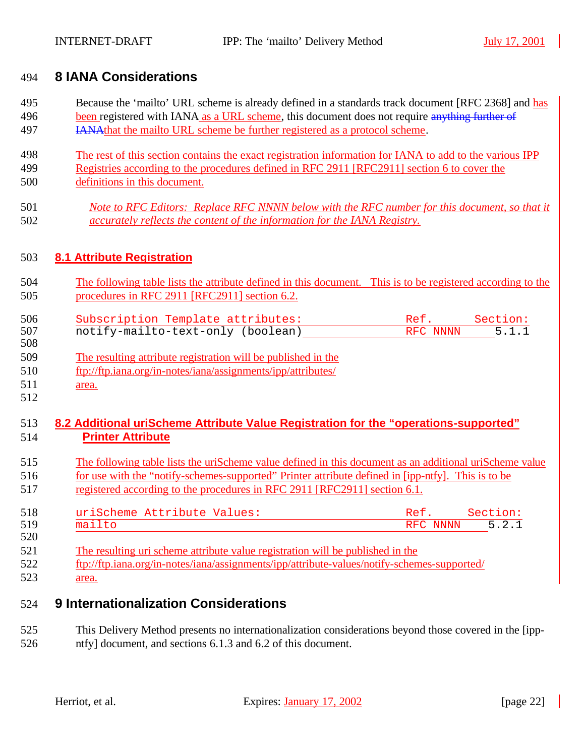# 8 IANA Considerations

Because the 'mailto' URL scheme is already defined in a standards track document [RFC 2368] and has been registered with IANA as a URL scheme, this document does not require ~~anything further of IANA~~that the mailto URL scheme be further registered as a protocol scheme.

The rest of this section contains the exact registration information for IANA to add to the various IPP Registries according to the procedures defined in RFC 2911 [RFC2911] section 6 to cover the definitions in this document.

*Note to RFC Editors: Replace RFC NNNN below with the RFC number for this document, so that it accurately reflects the content of the information for the IANA Registry.*

## 8.1 Attribute Registration

The following table lists the attribute defined in this document. This is to be registered according to the procedures in RFC 2911 [RFC2911] section 6.2.

```
Subscription Template attributes:                Ref.      Section:
notify-mailto-text-only (boolean)                RFC NNNN     5.1.1
```

The resulting attribute registration will be published in the ftp://ftp.iana.org/in-notes/iana/assignments/ipp/attributes/ area.

## 8.2 Additional uriScheme Attribute Value Registration for the "operations-supported" Printer Attribute

The following table lists the uriScheme value defined in this document as an additional uriScheme value for use with the "notify-schemes-supported" Printer attribute defined in [ipp-ntfy]. This is to be registered according to the procedures in RFC 2911 [RFC2911] section 6.1.

```
uriScheme Attribute Values:                      Ref.     Section:
mailto                                           RFC NNNN    5.2.1
```

The resulting uri scheme attribute value registration will be published in the ftp://ftp.iana.org/in-notes/iana/assignments/ipp/attribute-values/notify-schemes-supported/ area.

# 9 Internationalization Considerations

This Delivery Method presents no internationalization considerations beyond those covered in the [ipp-ntfy] document, and sections 6.1.3 and 6.2 of this document.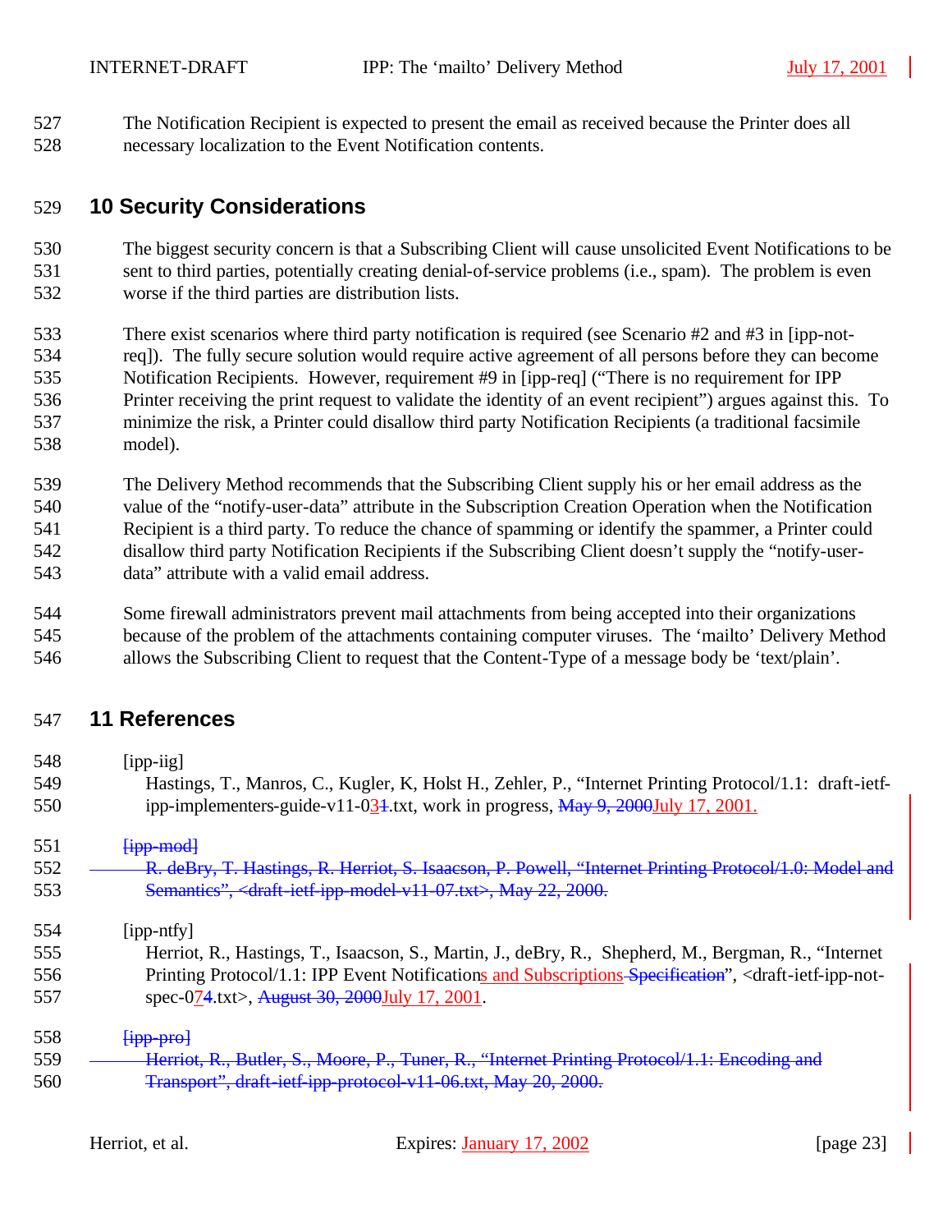The Notification Recipient is expected to present the email as received because the Printer does all necessary localization to the Event Notification contents.

## 10 Security Considerations

The biggest security concern is that a Subscribing Client will cause unsolicited Event Notifications to be sent to third parties, potentially creating denial-of-service problems (i.e., spam). The problem is even worse if the third parties are distribution lists.

There exist scenarios where third party notification is required (see Scenario #2 and #3 in [ipp-not-req]). The fully secure solution would require active agreement of all persons before they can become Notification Recipients. However, requirement #9 in [ipp-req] ("There is no requirement for IPP Printer receiving the print request to validate the identity of an event recipient") argues against this. To minimize the risk, a Printer could disallow third party Notification Recipients (a traditional facsimile model).

The Delivery Method recommends that the Subscribing Client supply his or her email address as the value of the "notify-user-data" attribute in the Subscription Creation Operation when the Notification Recipient is a third party. To reduce the chance of spamming or identify the spammer, a Printer could disallow third party Notification Recipients if the Subscribing Client doesn't supply the "notify-user-data" attribute with a valid email address.

Some firewall administrators prevent mail attachments from being accepted into their organizations because of the problem of the attachments containing computer viruses. The 'mailto' Delivery Method allows the Subscribing Client to request that the Content-Type of a message body be 'text/plain'.

## 11 References

[ipp-iig]
Hastings, T., Manros, C., Kugler, K, Holst H., Zehler, P., "Internet Printing Protocol/1.1: draft-ietf-ipp-implementers-guide-v11-031.txt, work in progress, ~~May 9, 2000~~July 17, 2001.

~~[ipp-mod]~~
~~R. deBry, T. Hastings, R. Herriot, S. Isaacson, P. Powell, "Internet Printing Protocol/1.0: Model and Semantics", <draft-ietf-ipp-model-v11-07.txt>, May 22, 2000.~~

[ipp-ntfy]
Herriot, R., Hastings, T., Isaacson, S., Martin, J., deBry, R., Shepherd, M., Bergman, R., "Internet Printing Protocol/1.1: IPP Event Notifications and Subscriptions ~~Specification~~", <draft-ietf-ipp-not-spec-074.txt>, ~~August 30, 2000~~July 17, 2001.

~~[ipp-pro]~~
~~Herriot, R., Butler, S., Moore, P., Tuner, R., "Internet Printing Protocol/1.1: Encoding and Transport", draft-ietf-ipp-protocol-v11-06.txt, May 20, 2000.~~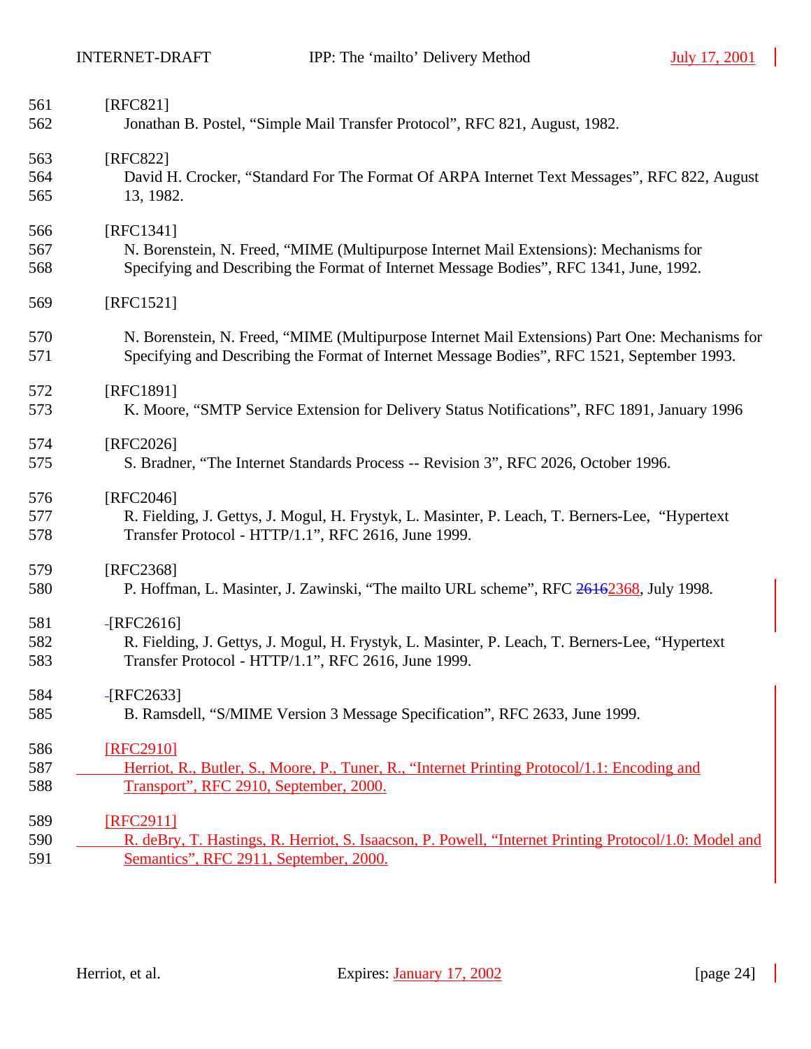[RFC821]

Jonathan B. Postel, “Simple Mail Transfer Protocol”, RFC 821, August, 1982.

[RFC822]

David H. Crocker, “Standard For The Format Of ARPA Internet Text Messages”, RFC 822, August 13, 1982.

[RFC1341]

N. Borenstein, N. Freed, “MIME (Multipurpose Internet Mail Extensions): Mechanisms for Specifying and Describing the Format of Internet Message Bodies”, RFC 1341, June, 1992.

[RFC1521]

N. Borenstein, N. Freed, “MIME (Multipurpose Internet Mail Extensions) Part One: Mechanisms for Specifying and Describing the Format of Internet Message Bodies”, RFC 1521, September 1993.

[RFC1891]

K. Moore, “SMTP Service Extension for Delivery Status Notifications”, RFC 1891, January 1996

[RFC2026]

S. Bradner, “The Internet Standards Process -- Revision 3”, RFC 2026, October 1996.

[RFC2046]

R. Fielding, J. Gettys, J. Mogul, H. Frystyk, L. Masinter, P. Leach, T. Berners-Lee, “Hypertext Transfer Protocol - HTTP/1.1”, RFC 2616, June 1999.

[RFC2368]

P. Hoffman, L. Masinter, J. Zawinski, “The mailto URL scheme”, RFC ~~2616~~2368, July 1998.

[RFC2616]

R. Fielding, J. Gettys, J. Mogul, H. Frystyk, L. Masinter, P. Leach, T. Berners-Lee, “Hypertext Transfer Protocol - HTTP/1.1”, RFC 2616, June 1999.

[RFC2633]

B. Ramsdell, “S/MIME Version 3 Message Specification”, RFC 2633, June 1999.

[RFC2910]

Herriot, R., Butler, S., Moore, P., Tuner, R., “Internet Printing Protocol/1.1: Encoding and Transport”, RFC 2910, September, 2000.

[RFC2911]

R. deBry, T. Hastings, R. Herriot, S. Isaacson, P. Powell, “Internet Printing Protocol/1.0: Model and Semantics”, RFC 2911, September, 2000.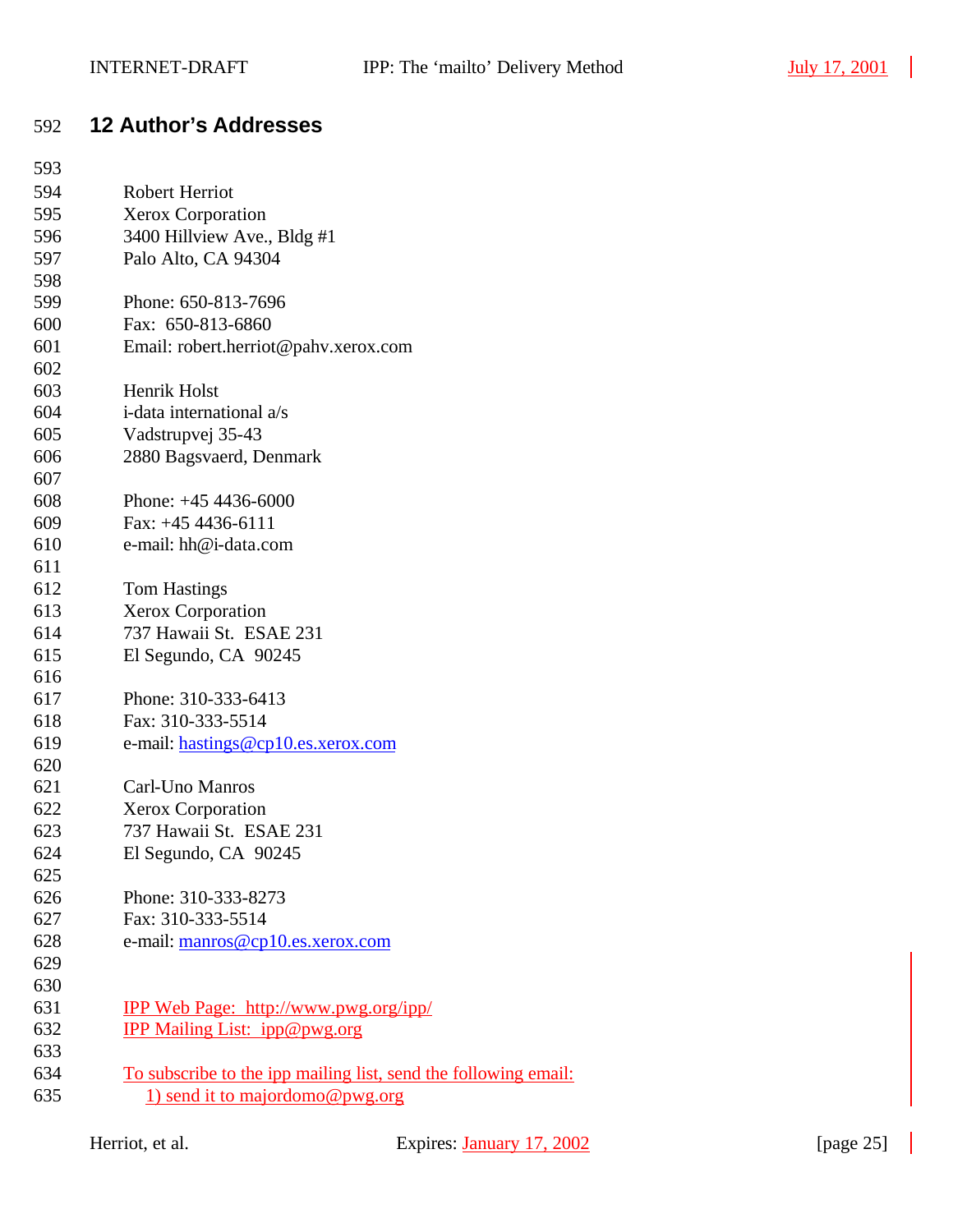## 12 Author's Addresses

Robert Herriot
Xerox Corporation
3400 Hillview Ave., Bldg #1
Palo Alto, CA 94304

Phone: 650-813-7696
Fax: 650-813-6860
Email: robert.herriot@pahv.xerox.com

Henrik Holst
i-data international a/s
Vadstrupvej 35-43
2880 Bagsvaerd, Denmark

Phone: +45 4436-6000
Fax: +45 4436-6111
e-mail: hh@i-data.com

Tom Hastings
Xerox Corporation
737 Hawaii St. ESAE 231
El Segundo, CA 90245

Phone: 310-333-6413
Fax: 310-333-5514
e-mail: hastings@cp10.es.xerox.com

Carl-Uno Manros
Xerox Corporation
737 Hawaii St. ESAE 231
El Segundo, CA 90245

Phone: 310-333-8273
Fax: 310-333-5514
e-mail: manros@cp10.es.xerox.com

IPP Web Page: http://www.pwg.org/ipp/
IPP Mailing List: ipp@pwg.org

To subscribe to the ipp mailing list, send the following email:
1) send it to majordomo@pwg.org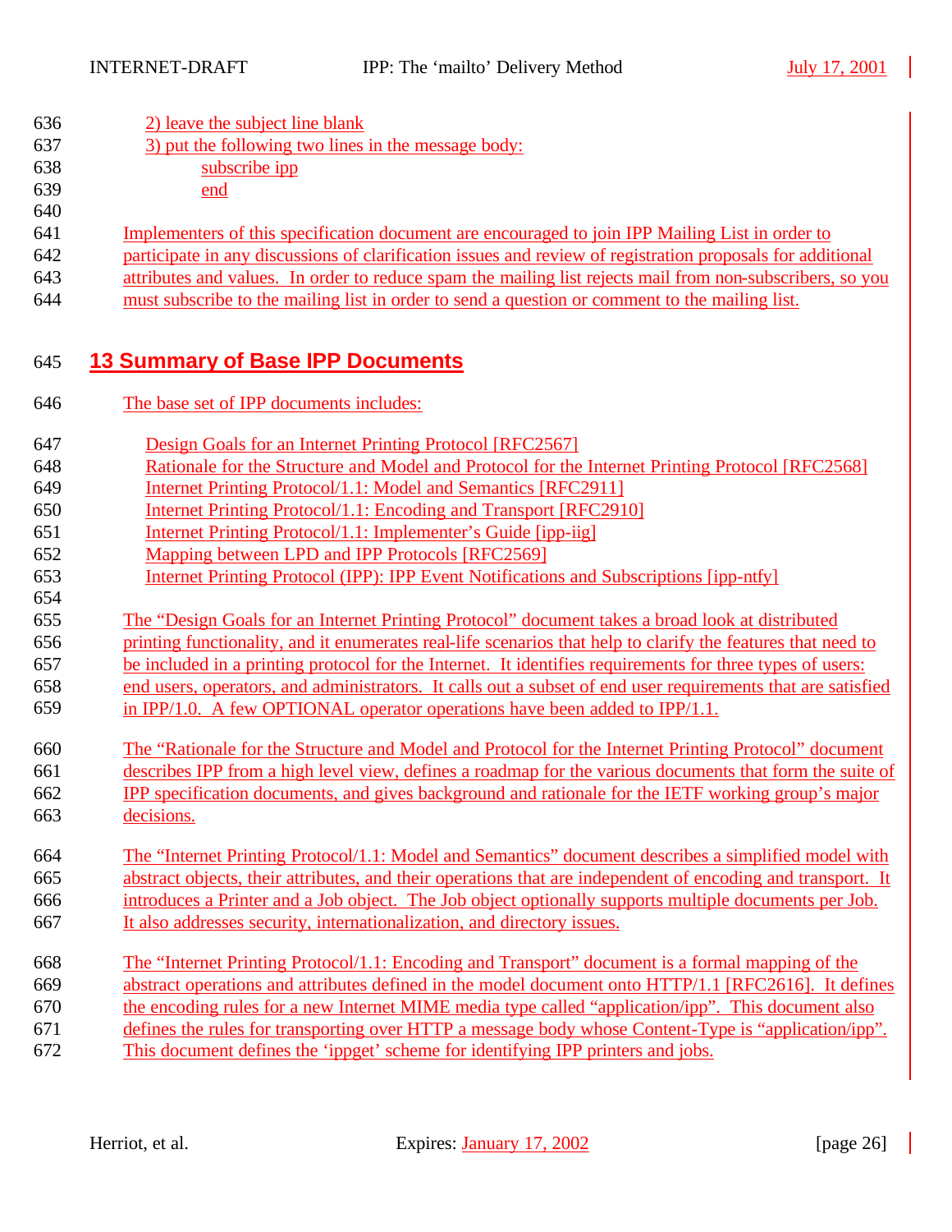2) leave the subject line blank
3) put the following two lines in the message body:
    subscribe ipp
    end

Implementers of this specification document are encouraged to join IPP Mailing List in order to participate in any discussions of clarification issues and review of registration proposals for additional attributes and values. In order to reduce spam the mailing list rejects mail from non-subscribers, so you must subscribe to the mailing list in order to send a question or comment to the mailing list.

# 13 Summary of Base IPP Documents

The base set of IPP documents includes:

- Design Goals for an Internet Printing Protocol [RFC2567]
- Rationale for the Structure and Model and Protocol for the Internet Printing Protocol [RFC2568]
- Internet Printing Protocol/1.1: Model and Semantics [RFC2911]
- Internet Printing Protocol/1.1: Encoding and Transport [RFC2910]
- Internet Printing Protocol/1.1: Implementer's Guide [ipp-iig]
- Mapping between LPD and IPP Protocols [RFC2569]
- Internet Printing Protocol (IPP): IPP Event Notifications and Subscriptions [ipp-ntfy]

The "Design Goals for an Internet Printing Protocol" document takes a broad look at distributed printing functionality, and it enumerates real-life scenarios that help to clarify the features that need to be included in a printing protocol for the Internet. It identifies requirements for three types of users: end users, operators, and administrators. It calls out a subset of end user requirements that are satisfied in IPP/1.0. A few OPTIONAL operator operations have been added to IPP/1.1.

The "Rationale for the Structure and Model and Protocol for the Internet Printing Protocol" document describes IPP from a high level view, defines a roadmap for the various documents that form the suite of IPP specification documents, and gives background and rationale for the IETF working group's major decisions.

The "Internet Printing Protocol/1.1: Model and Semantics" document describes a simplified model with abstract objects, their attributes, and their operations that are independent of encoding and transport. It introduces a Printer and a Job object. The Job object optionally supports multiple documents per Job. It also addresses security, internationalization, and directory issues.

The "Internet Printing Protocol/1.1: Encoding and Transport" document is a formal mapping of the abstract operations and attributes defined in the model document onto HTTP/1.1 [RFC2616]. It defines the encoding rules for a new Internet MIME media type called "application/ipp". This document also defines the rules for transporting over HTTP a message body whose Content-Type is "application/ipp". This document defines the 'ippget' scheme for identifying IPP printers and jobs.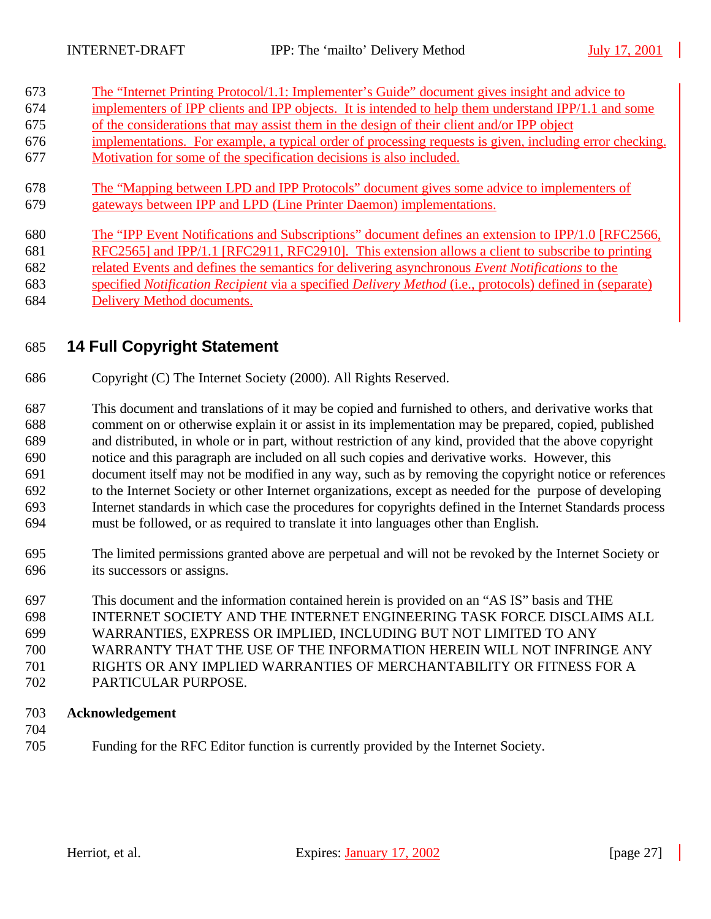The "Internet Printing Protocol/1.1: Implementer's Guide" document gives insight and advice to implementers of IPP clients and IPP objects. It is intended to help them understand IPP/1.1 and some of the considerations that may assist them in the design of their client and/or IPP object implementations. For example, a typical order of processing requests is given, including error checking. Motivation for some of the specification decisions is also included.

The "Mapping between LPD and IPP Protocols" document gives some advice to implementers of gateways between IPP and LPD (Line Printer Daemon) implementations.

The "IPP Event Notifications and Subscriptions" document defines an extension to IPP/1.0 [RFC2566, RFC2565] and IPP/1.1 [RFC2911, RFC2910]. This extension allows a client to subscribe to printing related Events and defines the semantics for delivering asynchronous *Event Notifications* to the specified *Notification Recipient* via a specified *Delivery Method* (i.e., protocols) defined in (separate) Delivery Method documents.

## 14 Full Copyright Statement

Copyright (C) The Internet Society (2000). All Rights Reserved.

This document and translations of it may be copied and furnished to others, and derivative works that comment on or otherwise explain it or assist in its implementation may be prepared, copied, published and distributed, in whole or in part, without restriction of any kind, provided that the above copyright notice and this paragraph are included on all such copies and derivative works. However, this document itself may not be modified in any way, such as by removing the copyright notice or references to the Internet Society or other Internet organizations, except as needed for the purpose of developing Internet standards in which case the procedures for copyrights defined in the Internet Standards process must be followed, or as required to translate it into languages other than English.

The limited permissions granted above are perpetual and will not be revoked by the Internet Society or its successors or assigns.

This document and the information contained herein is provided on an "AS IS" basis and THE INTERNET SOCIETY AND THE INTERNET ENGINEERING TASK FORCE DISCLAIMS ALL WARRANTIES, EXPRESS OR IMPLIED, INCLUDING BUT NOT LIMITED TO ANY WARRANTY THAT THE USE OF THE INFORMATION HEREIN WILL NOT INFRINGE ANY RIGHTS OR ANY IMPLIED WARRANTIES OF MERCHANTABILITY OR FITNESS FOR A PARTICULAR PURPOSE.

**Acknowledgement**

Funding for the RFC Editor function is currently provided by the Internet Society.